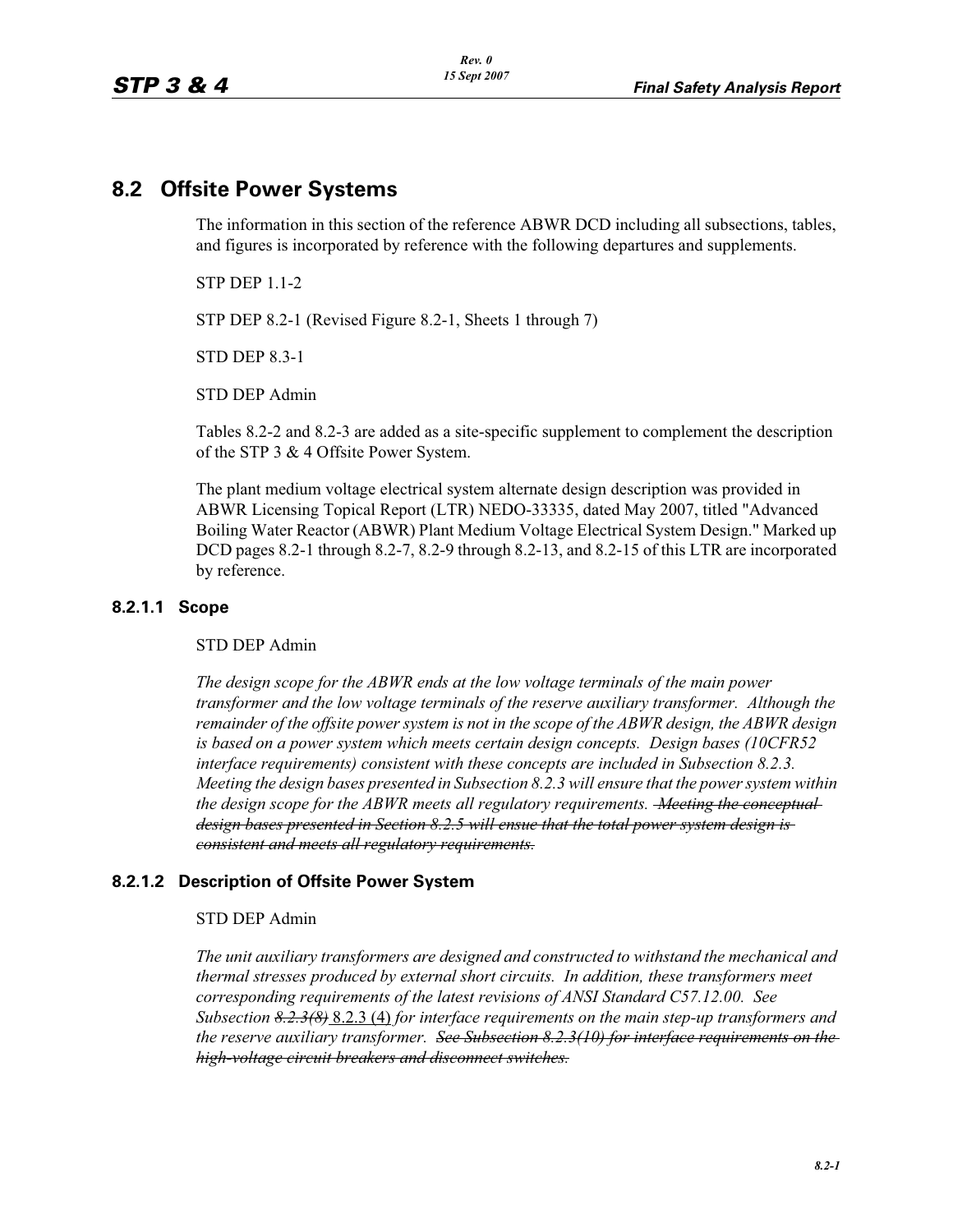## 8.2 Offsite Power Systems

The information in this section of the reference ABWR DCD including all subsections, tables, and figures is incorporated by reference with the following departures and supplements.

STP DEP 1.1-2

STP DEP 8.2-1 (Revised Figure 8.2-1, Sheets 1 through 7)

STD DEP 8.3-1

STD DEP Admin

Tables 8.2-2 and 8.2-3 are added as a site-specific supplement to complement the description of the STP 3 & 4 Offsite Power System.

The plant medium voltage electrical system alternate design description was provided in ABWR Licensing Topical Report (LTR) NEDO-33335, dated May 2007, titled "Advanced Boiling Water Reactor (ABWR) Plant Medium Voltage Electrical System Design." Marked up DCD pages 8.2-1 through 8.2-7, 8.2-9 through 8.2-13, and 8.2-15 of this LTR are incorporated by reference.

### 8.2.1.1 Scope

STD DEP Admin

*The design scope for the ABWR ends at the low voltage terminals of the main power transformer and the low voltage terminals of the reserve auxiliary transformer. Although the remainder of the offsite power system is not in the scope of the ABWR design, the ABWR design is based on a power system which meets certain design concepts. Design bases (10CFR52 interface requirements) consistent with these concepts are included in Subsection 8.2.3. Meeting the design bases presented in Subsection 8.2.3 will ensure that the power system within the design scope for the ABWR meets all regulatory requirements.* ~~*Meeting the conceptual design bases presented in Section 8.2.5 will ensue that the total power system design is consistent and meets all regulatory requirements.*~~

### 8.2.1.2 Description of Offsite Power System

STD DEP Admin

*The unit auxiliary transformers are designed and constructed to withstand the mechanical and thermal stresses produced by external short circuits. In addition, these transformers meet corresponding requirements of the latest revisions of ANSI Standard C57.12.00. See Subsection* ~~*8.2.3(8)*~~ 8.2.3 (4) *for interface requirements on the main step-up transformers and the reserve auxiliary transformer.* ~~*See Subsection 8.2.3(10) for interface requirements on the high-voltage circuit breakers and disconnect switches.*~~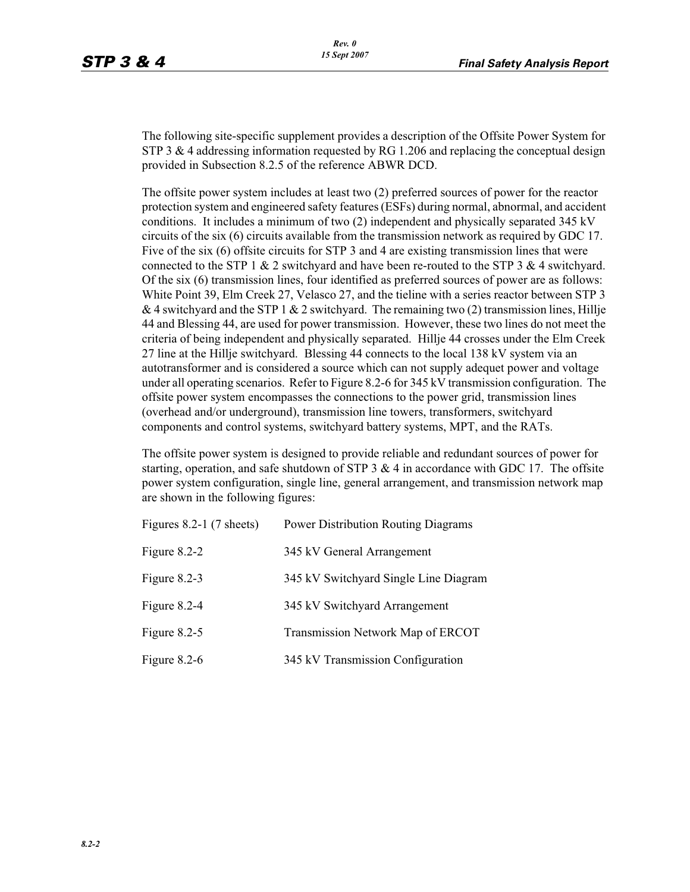The following site-specific supplement provides a description of the Offsite Power System for STP 3 & 4 addressing information requested by RG 1.206 and replacing the conceptual design provided in Subsection 8.2.5 of the reference ABWR DCD.

The offsite power system includes at least two (2) preferred sources of power for the reactor protection system and engineered safety features (ESFs) during normal, abnormal, and accident conditions. It includes a minimum of two (2) independent and physically separated 345 kV circuits of the six (6) circuits available from the transmission network as required by GDC 17. Five of the six (6) offsite circuits for STP 3 and 4 are existing transmission lines that were connected to the STP 1 & 2 switchyard and have been re-routed to the STP 3 & 4 switchyard. Of the six (6) transmission lines, four identified as preferred sources of power are as follows: White Point 39, Elm Creek 27, Velasco 27, and the tieline with a series reactor between STP 3 & 4 switchyard and the STP 1 & 2 switchyard. The remaining two (2) transmission lines, Hillje 44 and Blessing 44, are used for power transmission. However, these two lines do not meet the criteria of being independent and physically separated. Hillje 44 crosses under the Elm Creek 27 line at the Hillje switchyard. Blessing 44 connects to the local 138 kV system via an autotransformer and is considered a source which can not supply adequet power and voltage under all operating scenarios. Refer to Figure 8.2-6 for 345 kV transmission configuration. The offsite power system encompasses the connections to the power grid, transmission lines (overhead and/or underground), transmission line towers, transformers, switchyard components and control systems, switchyard battery systems, MPT, and the RATs.

The offsite power system is designed to provide reliable and redundant sources of power for starting, operation, and safe shutdown of STP 3 & 4 in accordance with GDC 17. The offsite power system configuration, single line, general arrangement, and transmission network map are shown in the following figures:

| | |
|---|---|
| Figures 8.2-1 (7 sheets) | Power Distribution Routing Diagrams |
| Figure 8.2-2 | 345 kV General Arrangement |
| Figure 8.2-3 | 345 kV Switchyard Single Line Diagram |
| Figure 8.2-4 | 345 kV Switchyard Arrangement |
| Figure 8.2-5 | Transmission Network Map of ERCOT |
| Figure 8.2-6 | 345 kV Transmission Configuration |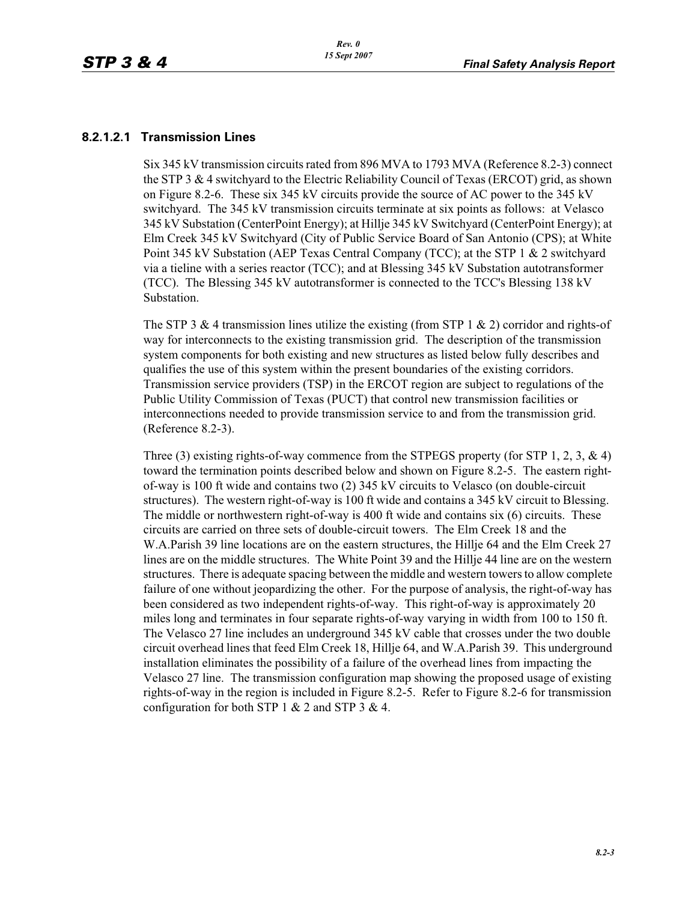#### 8.2.1.2.1 Transmission Lines

Six 345 kV transmission circuits rated from 896 MVA to 1793 MVA (Reference 8.2-3) connect the STP 3 & 4 switchyard to the Electric Reliability Council of Texas (ERCOT) grid, as shown on Figure 8.2-6. These six 345 kV circuits provide the source of AC power to the 345 kV switchyard. The 345 kV transmission circuits terminate at six points as follows: at Velasco 345 kV Substation (CenterPoint Energy); at Hillje 345 kV Switchyard (CenterPoint Energy); at Elm Creek 345 kV Switchyard (City of Public Service Board of San Antonio (CPS); at White Point 345 kV Substation (AEP Texas Central Company (TCC); at the STP 1 & 2 switchyard via a tieline with a series reactor (TCC); and at Blessing 345 kV Substation autotransformer (TCC). The Blessing 345 kV autotransformer is connected to the TCC's Blessing 138 kV Substation.

The STP 3 & 4 transmission lines utilize the existing (from STP 1 & 2) corridor and rights-of way for interconnects to the existing transmission grid. The description of the transmission system components for both existing and new structures as listed below fully describes and qualifies the use of this system within the present boundaries of the existing corridors. Transmission service providers (TSP) in the ERCOT region are subject to regulations of the Public Utility Commission of Texas (PUCT) that control new transmission facilities or interconnections needed to provide transmission service to and from the transmission grid. (Reference 8.2-3).

Three (3) existing rights-of-way commence from the STPEGS property (for STP 1, 2, 3, & 4) toward the termination points described below and shown on Figure 8.2-5. The eastern right-of-way is 100 ft wide and contains two (2) 345 kV circuits to Velasco (on double-circuit structures). The western right-of-way is 100 ft wide and contains a 345 kV circuit to Blessing. The middle or northwestern right-of-way is 400 ft wide and contains six (6) circuits. These circuits are carried on three sets of double-circuit towers. The Elm Creek 18 and the W.A.Parish 39 line locations are on the eastern structures, the Hillje 64 and the Elm Creek 27 lines are on the middle structures. The White Point 39 and the Hillje 44 line are on the western structures. There is adequate spacing between the middle and western towers to allow complete failure of one without jeopardizing the other. For the purpose of analysis, the right-of-way has been considered as two independent rights-of-way. This right-of-way is approximately 20 miles long and terminates in four separate rights-of-way varying in width from 100 to 150 ft. The Velasco 27 line includes an underground 345 kV cable that crosses under the two double circuit overhead lines that feed Elm Creek 18, Hillje 64, and W.A.Parish 39. This underground installation eliminates the possibility of a failure of the overhead lines from impacting the Velasco 27 line. The transmission configuration map showing the proposed usage of existing rights-of-way in the region is included in Figure 8.2-5. Refer to Figure 8.2-6 for transmission configuration for both STP 1 & 2 and STP 3 & 4.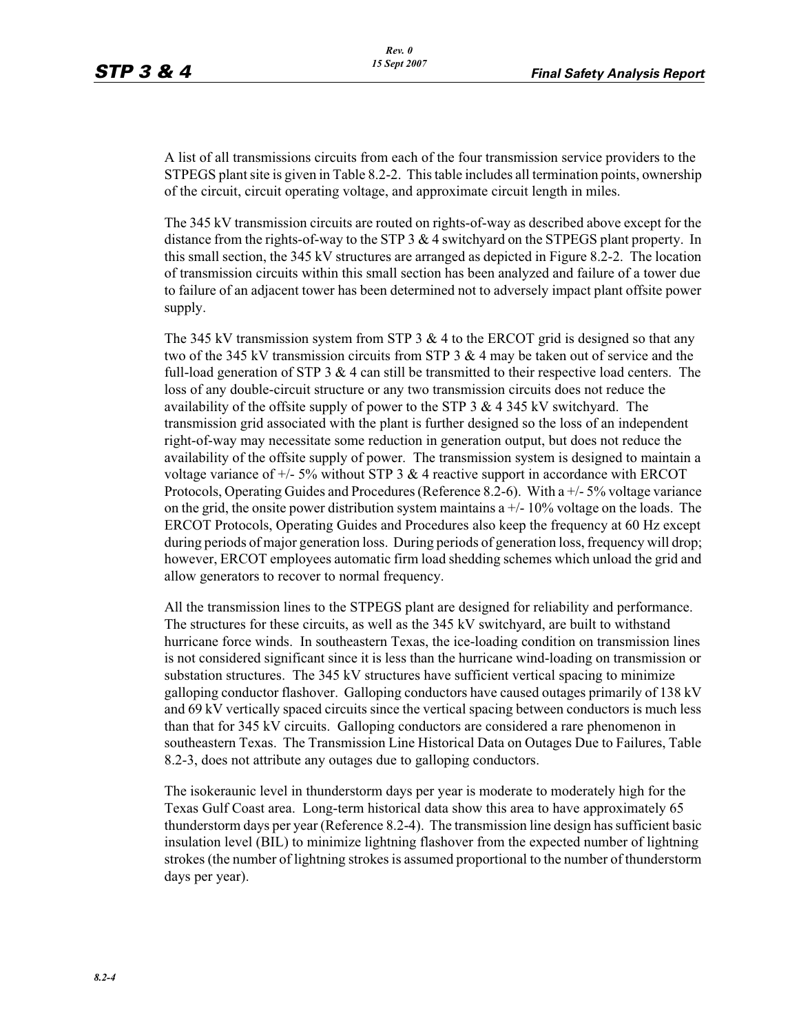A list of all transmissions circuits from each of the four transmission service providers to the STPEGS plant site is given in Table 8.2-2. This table includes all termination points, ownership of the circuit, circuit operating voltage, and approximate circuit length in miles.

The 345 kV transmission circuits are routed on rights-of-way as described above except for the distance from the rights-of-way to the STP 3 & 4 switchyard on the STPEGS plant property. In this small section, the 345 kV structures are arranged as depicted in Figure 8.2-2. The location of transmission circuits within this small section has been analyzed and failure of a tower due to failure of an adjacent tower has been determined not to adversely impact plant offsite power supply.

The 345 kV transmission system from STP 3 & 4 to the ERCOT grid is designed so that any two of the 345 kV transmission circuits from STP 3 & 4 may be taken out of service and the full-load generation of STP 3 & 4 can still be transmitted to their respective load centers. The loss of any double-circuit structure or any two transmission circuits does not reduce the availability of the offsite supply of power to the STP 3 & 4 345 kV switchyard. The transmission grid associated with the plant is further designed so the loss of an independent right-of-way may necessitate some reduction in generation output, but does not reduce the availability of the offsite supply of power. The transmission system is designed to maintain a voltage variance of +/- 5% without STP 3 & 4 reactive support in accordance with ERCOT Protocols, Operating Guides and Procedures (Reference 8.2-6). With a +/- 5% voltage variance on the grid, the onsite power distribution system maintains a +/- 10% voltage on the loads. The ERCOT Protocols, Operating Guides and Procedures also keep the frequency at 60 Hz except during periods of major generation loss. During periods of generation loss, frequency will drop; however, ERCOT employees automatic firm load shedding schemes which unload the grid and allow generators to recover to normal frequency.

All the transmission lines to the STPEGS plant are designed for reliability and performance. The structures for these circuits, as well as the 345 kV switchyard, are built to withstand hurricane force winds. In southeastern Texas, the ice-loading condition on transmission lines is not considered significant since it is less than the hurricane wind-loading on transmission or substation structures. The 345 kV structures have sufficient vertical spacing to minimize galloping conductor flashover. Galloping conductors have caused outages primarily of 138 kV and 69 kV vertically spaced circuits since the vertical spacing between conductors is much less than that for 345 kV circuits. Galloping conductors are considered a rare phenomenon in southeastern Texas. The Transmission Line Historical Data on Outages Due to Failures, Table 8.2-3, does not attribute any outages due to galloping conductors.

The isokeraunic level in thunderstorm days per year is moderate to moderately high for the Texas Gulf Coast area. Long-term historical data show this area to have approximately 65 thunderstorm days per year (Reference 8.2-4). The transmission line design has sufficient basic insulation level (BIL) to minimize lightning flashover from the expected number of lightning strokes (the number of lightning strokes is assumed proportional to the number of thunderstorm days per year).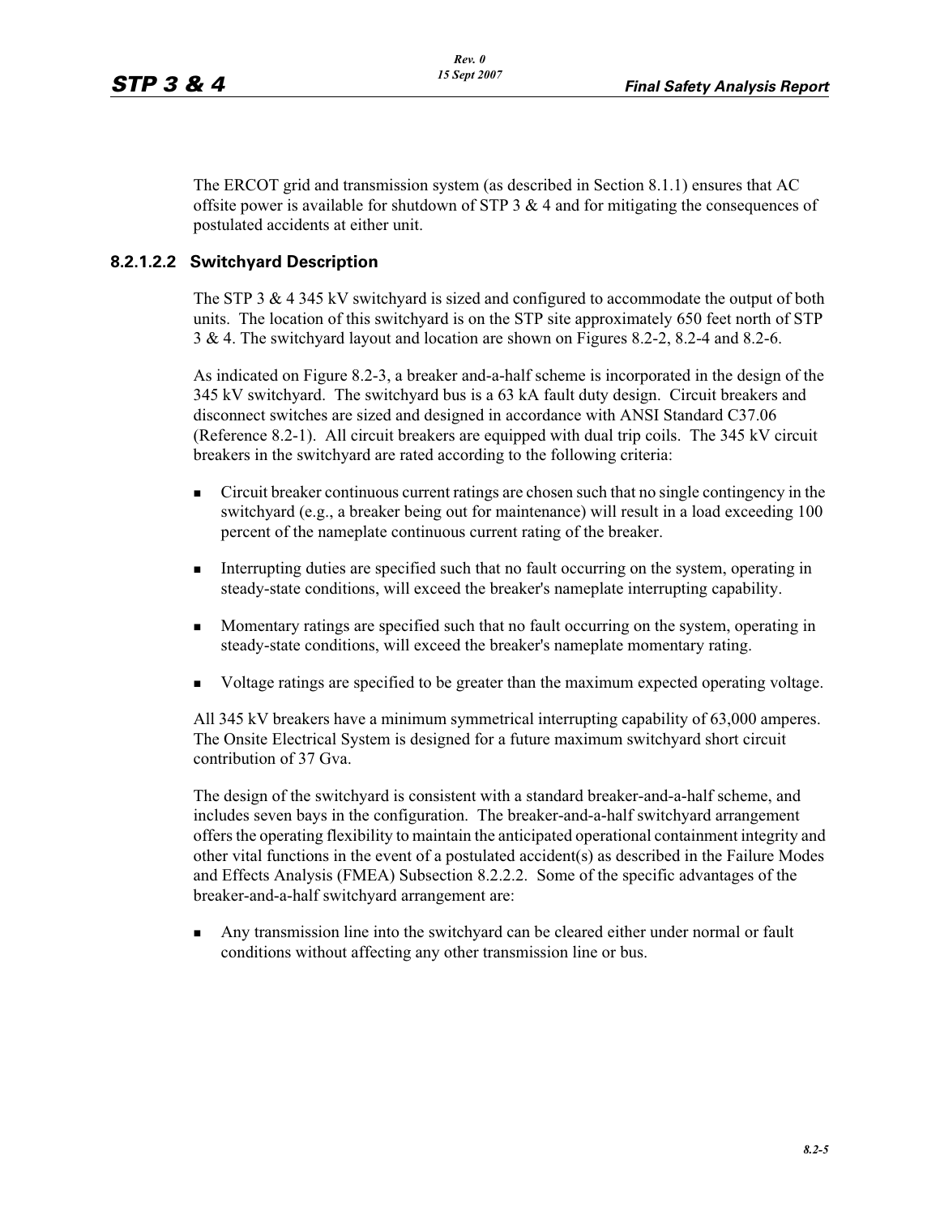The ERCOT grid and transmission system (as described in Section 8.1.1) ensures that AC offsite power is available for shutdown of STP 3 & 4 and for mitigating the consequences of postulated accidents at either unit.

#### 8.2.1.2.2 Switchyard Description

The STP 3 & 4 345 kV switchyard is sized and configured to accommodate the output of both units. The location of this switchyard is on the STP site approximately 650 feet north of STP 3 & 4. The switchyard layout and location are shown on Figures 8.2-2, 8.2-4 and 8.2-6.

As indicated on Figure 8.2-3, a breaker and-a-half scheme is incorporated in the design of the 345 kV switchyard. The switchyard bus is a 63 kA fault duty design. Circuit breakers and disconnect switches are sized and designed in accordance with ANSI Standard C37.06 (Reference 8.2-1). All circuit breakers are equipped with dual trip coils. The 345 kV circuit breakers in the switchyard are rated according to the following criteria:

- Circuit breaker continuous current ratings are chosen such that no single contingency in the switchyard (e.g., a breaker being out for maintenance) will result in a load exceeding 100 percent of the nameplate continuous current rating of the breaker.
- Interrupting duties are specified such that no fault occurring on the system, operating in steady-state conditions, will exceed the breaker's nameplate interrupting capability.
- Momentary ratings are specified such that no fault occurring on the system, operating in steady-state conditions, will exceed the breaker's nameplate momentary rating.
- Voltage ratings are specified to be greater than the maximum expected operating voltage.

All 345 kV breakers have a minimum symmetrical interrupting capability of 63,000 amperes. The Onsite Electrical System is designed for a future maximum switchyard short circuit contribution of 37 Gva.

The design of the switchyard is consistent with a standard breaker-and-a-half scheme, and includes seven bays in the configuration. The breaker-and-a-half switchyard arrangement offers the operating flexibility to maintain the anticipated operational containment integrity and other vital functions in the event of a postulated accident(s) as described in the Failure Modes and Effects Analysis (FMEA) Subsection 8.2.2.2. Some of the specific advantages of the breaker-and-a-half switchyard arrangement are:

- Any transmission line into the switchyard can be cleared either under normal or fault conditions without affecting any other transmission line or bus.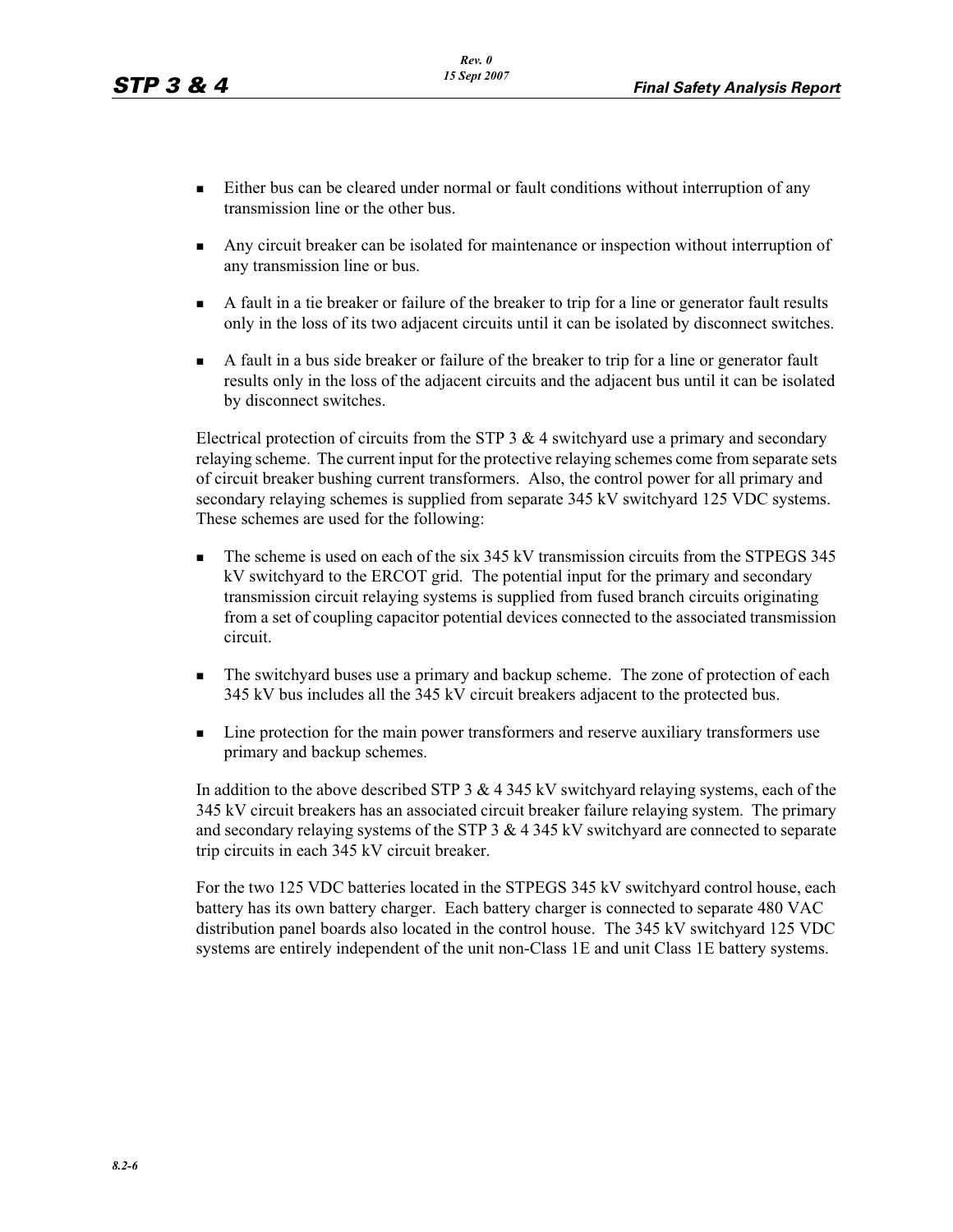- Either bus can be cleared under normal or fault conditions without interruption of any transmission line or the other bus.
- Any circuit breaker can be isolated for maintenance or inspection without interruption of any transmission line or bus.
- A fault in a tie breaker or failure of the breaker to trip for a line or generator fault results only in the loss of its two adjacent circuits until it can be isolated by disconnect switches.
- A fault in a bus side breaker or failure of the breaker to trip for a line or generator fault results only in the loss of the adjacent circuits and the adjacent bus until it can be isolated by disconnect switches.

Electrical protection of circuits from the STP 3 & 4 switchyard use a primary and secondary relaying scheme. The current input for the protective relaying schemes come from separate sets of circuit breaker bushing current transformers. Also, the control power for all primary and secondary relaying schemes is supplied from separate 345 kV switchyard 125 VDC systems. These schemes are used for the following:

- The scheme is used on each of the six 345 kV transmission circuits from the STPEGS 345 kV switchyard to the ERCOT grid. The potential input for the primary and secondary transmission circuit relaying systems is supplied from fused branch circuits originating from a set of coupling capacitor potential devices connected to the associated transmission circuit.
- The switchyard buses use a primary and backup scheme. The zone of protection of each 345 kV bus includes all the 345 kV circuit breakers adjacent to the protected bus.
- Line protection for the main power transformers and reserve auxiliary transformers use primary and backup schemes.

In addition to the above described STP 3 & 4 345 kV switchyard relaying systems, each of the 345 kV circuit breakers has an associated circuit breaker failure relaying system. The primary and secondary relaying systems of the STP 3 & 4 345 kV switchyard are connected to separate trip circuits in each 345 kV circuit breaker.

For the two 125 VDC batteries located in the STPEGS 345 kV switchyard control house, each battery has its own battery charger. Each battery charger is connected to separate 480 VAC distribution panel boards also located in the control house. The 345 kV switchyard 125 VDC systems are entirely independent of the unit non-Class 1E and unit Class 1E battery systems.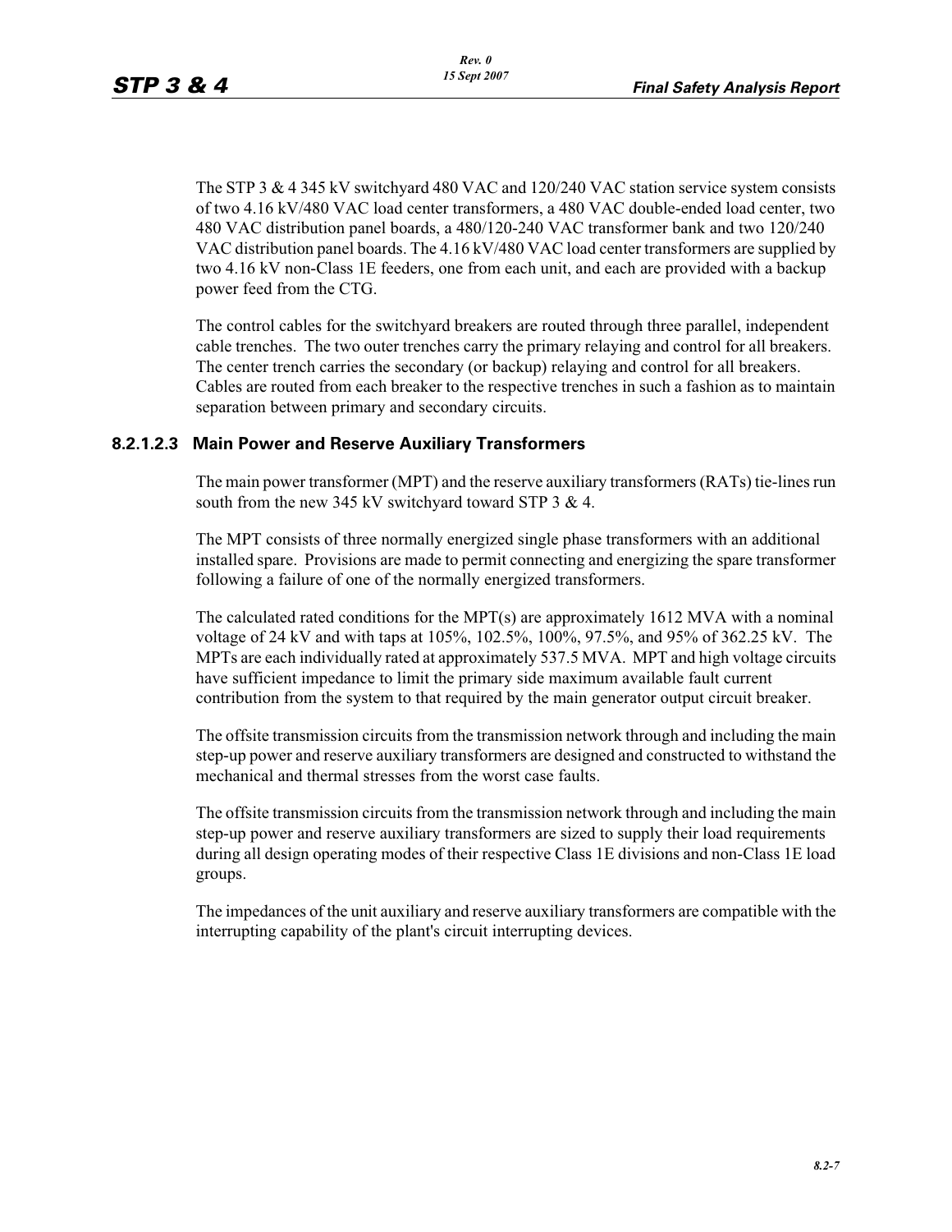The STP 3 & 4 345 kV switchyard 480 VAC and 120/240 VAC station service system consists of two 4.16 kV/480 VAC load center transformers, a 480 VAC double-ended load center, two 480 VAC distribution panel boards, a 480/120-240 VAC transformer bank and two 120/240 VAC distribution panel boards. The 4.16 kV/480 VAC load center transformers are supplied by two 4.16 kV non-Class 1E feeders, one from each unit, and each are provided with a backup power feed from the CTG.

The control cables for the switchyard breakers are routed through three parallel, independent cable trenches. The two outer trenches carry the primary relaying and control for all breakers. The center trench carries the secondary (or backup) relaying and control for all breakers. Cables are routed from each breaker to the respective trenches in such a fashion as to maintain separation between primary and secondary circuits.

#### 8.2.1.2.3 Main Power and Reserve Auxiliary Transformers

The main power transformer (MPT) and the reserve auxiliary transformers (RATs) tie-lines run south from the new 345 kV switchyard toward STP 3 & 4.

The MPT consists of three normally energized single phase transformers with an additional installed spare. Provisions are made to permit connecting and energizing the spare transformer following a failure of one of the normally energized transformers.

The calculated rated conditions for the MPT(s) are approximately 1612 MVA with a nominal voltage of 24 kV and with taps at 105%, 102.5%, 100%, 97.5%, and 95% of 362.25 kV. The MPTs are each individually rated at approximately 537.5 MVA. MPT and high voltage circuits have sufficient impedance to limit the primary side maximum available fault current contribution from the system to that required by the main generator output circuit breaker.

The offsite transmission circuits from the transmission network through and including the main step-up power and reserve auxiliary transformers are designed and constructed to withstand the mechanical and thermal stresses from the worst case faults.

The offsite transmission circuits from the transmission network through and including the main step-up power and reserve auxiliary transformers are sized to supply their load requirements during all design operating modes of their respective Class 1E divisions and non-Class 1E load groups.

The impedances of the unit auxiliary and reserve auxiliary transformers are compatible with the interrupting capability of the plant's circuit interrupting devices.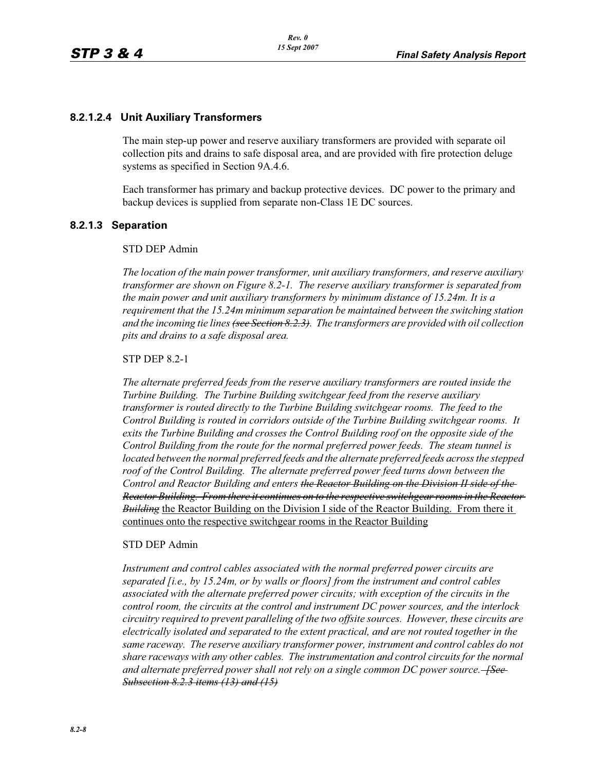#### 8.2.1.2.4 Unit Auxiliary Transformers

The main step-up power and reserve auxiliary transformers are provided with separate oil collection pits and drains to safe disposal area, and are provided with fire protection deluge systems as specified in Section 9A.4.6.

Each transformer has primary and backup protective devices. DC power to the primary and backup devices is supplied from separate non-Class 1E DC sources.

### 8.2.1.3 Separation

STD DEP Admin

*The location of the main power transformer, unit auxiliary transformers, and reserve auxiliary transformer are shown on Figure 8.2-1. The reserve auxiliary transformer is separated from the main power and unit auxiliary transformers by minimum distance of 15.24m. It is a requirement that the 15.24m minimum separation be maintained between the switching station and the incoming tie lines ~~(see Section 8.2.3)~~. The transformers are provided with oil collection pits and drains to a safe disposal area.*

STP DEP 8.2-1

*The alternate preferred feeds from the reserve auxiliary transformers are routed inside the Turbine Building. The Turbine Building switchgear feed from the reserve auxiliary transformer is routed directly to the Turbine Building switchgear rooms. The feed to the Control Building is routed in corridors outside of the Turbine Building switchgear rooms. It exits the Turbine Building and crosses the Control Building roof on the opposite side of the Control Building from the route for the normal preferred power feeds. The steam tunnel is located between the normal preferred feeds and the alternate preferred feeds across the stepped roof of the Control Building. The alternate preferred power feed turns down between the Control and Reactor Building and enters ~~the Reactor Building on the Division II side of the Reactor Building. From there it continues on to the respective switchgear rooms in the Reactor Building~~* <u>the Reactor Building on the Division I side of the Reactor Building. From there it continues onto the respective switchgear rooms in the Reactor Building</u>

STD DEP Admin

*Instrument and control cables associated with the normal preferred power circuits are separated [i.e., by 15.24m, or by walls or floors] from the instrument and control cables associated with the alternate preferred power circuits; with exception of the circuits in the control room, the circuits at the control and instrument DC power sources, and the interlock circuitry required to prevent paralleling of the two offsite sources. However, these circuits are electrically isolated and separated to the extent practical, and are not routed together in the same raceway. The reserve auxiliary transformer power, instrument and control cables do not share raceways with any other cables. The instrumentation and control circuits for the normal and alternate preferred power shall not rely on a single common DC power source. ~~[See Subsection 8.2.3 items (13) and (15)~~*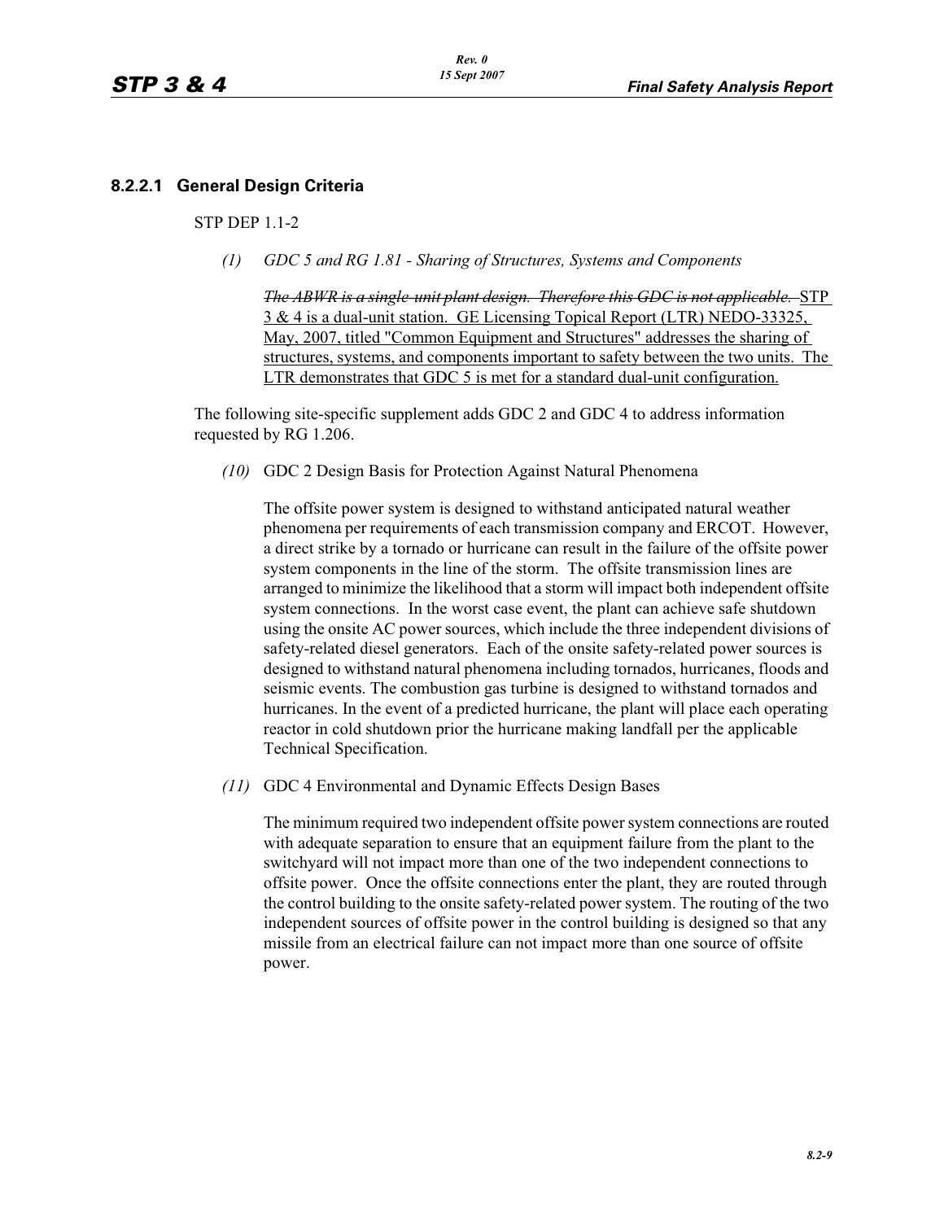### 8.2.2.1 General Design Criteria

STP DEP 1.1-2

*(1)* *GDC 5 and RG 1.81 - Sharing of Structures, Systems and Components*

~~*The ABWR is a single-unit plant design. Therefore this GDC is not applicable.*~~ STP 3 & 4 is a dual-unit station. GE Licensing Topical Report (LTR) NEDO-33325, May, 2007, titled "Common Equipment and Structures" addresses the sharing of structures, systems, and components important to safety between the two units. The LTR demonstrates that GDC 5 is met for a standard dual-unit configuration.

The following site-specific supplement adds GDC 2 and GDC 4 to address information requested by RG 1.206.

*(10)* GDC 2 Design Basis for Protection Against Natural Phenomena

The offsite power system is designed to withstand anticipated natural weather phenomena per requirements of each transmission company and ERCOT. However, a direct strike by a tornado or hurricane can result in the failure of the offsite power system components in the line of the storm. The offsite transmission lines are arranged to minimize the likelihood that a storm will impact both independent offsite system connections. In the worst case event, the plant can achieve safe shutdown using the onsite AC power sources, which include the three independent divisions of safety-related diesel generators. Each of the onsite safety-related power sources is designed to withstand natural phenomena including tornados, hurricanes, floods and seismic events. The combustion gas turbine is designed to withstand tornados and hurricanes. In the event of a predicted hurricane, the plant will place each operating reactor in cold shutdown prior the hurricane making landfall per the applicable Technical Specification.

*(11)* GDC 4 Environmental and Dynamic Effects Design Bases

The minimum required two independent offsite power system connections are routed with adequate separation to ensure that an equipment failure from the plant to the switchyard will not impact more than one of the two independent connections to offsite power. Once the offsite connections enter the plant, they are routed through the control building to the onsite safety-related power system. The routing of the two independent sources of offsite power in the control building is designed so that any missile from an electrical failure can not impact more than one source of offsite power.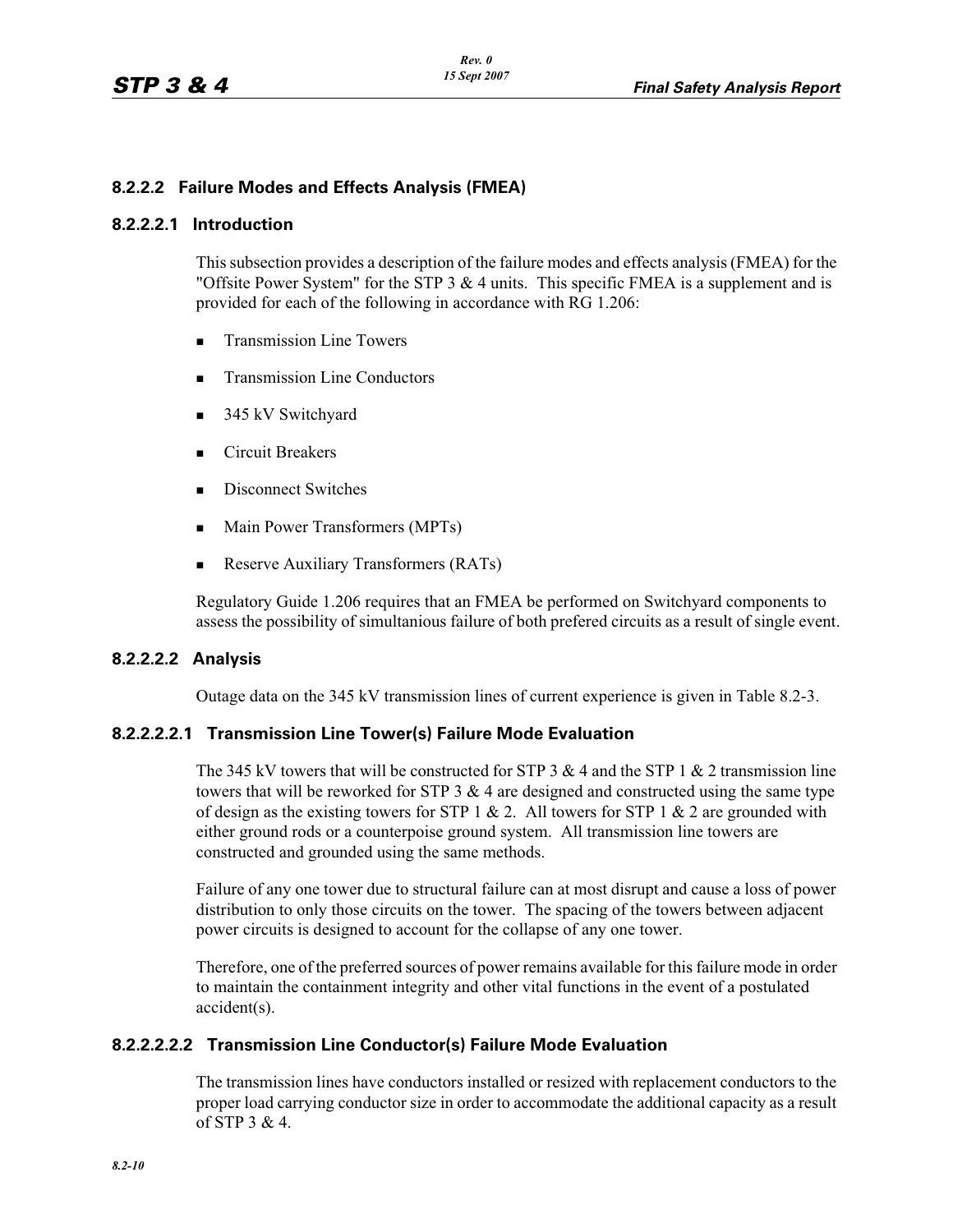### 8.2.2.2 Failure Modes and Effects Analysis (FMEA)

#### 8.2.2.2.1 Introduction

This subsection provides a description of the failure modes and effects analysis (FMEA) for the "Offsite Power System" for the STP 3 & 4 units. This specific FMEA is a supplement and is provided for each of the following in accordance with RG 1.206:

- Transmission Line Towers
- Transmission Line Conductors
- 345 kV Switchyard
- Circuit Breakers
- Disconnect Switches
- Main Power Transformers (MPTs)
- Reserve Auxiliary Transformers (RATs)

Regulatory Guide 1.206 requires that an FMEA be performed on Switchyard components to assess the possibility of simultanious failure of both prefered circuits as a result of single event.

#### 8.2.2.2.2 Analysis

Outage data on the 345 kV transmission lines of current experience is given in Table 8.2-3.

##### 8.2.2.2.2.1 Transmission Line Tower(s) Failure Mode Evaluation

The 345 kV towers that will be constructed for STP 3 & 4 and the STP 1 & 2 transmission line towers that will be reworked for STP 3 & 4 are designed and constructed using the same type of design as the existing towers for STP 1 & 2. All towers for STP 1 & 2 are grounded with either ground rods or a counterpoise ground system. All transmission line towers are constructed and grounded using the same methods.

Failure of any one tower due to structural failure can at most disrupt and cause a loss of power distribution to only those circuits on the tower. The spacing of the towers between adjacent power circuits is designed to account for the collapse of any one tower.

Therefore, one of the preferred sources of power remains available for this failure mode in order to maintain the containment integrity and other vital functions in the event of a postulated accident(s).

##### 8.2.2.2.2.2 Transmission Line Conductor(s) Failure Mode Evaluation

The transmission lines have conductors installed or resized with replacement conductors to the proper load carrying conductor size in order to accommodate the additional capacity as a result of STP 3 & 4.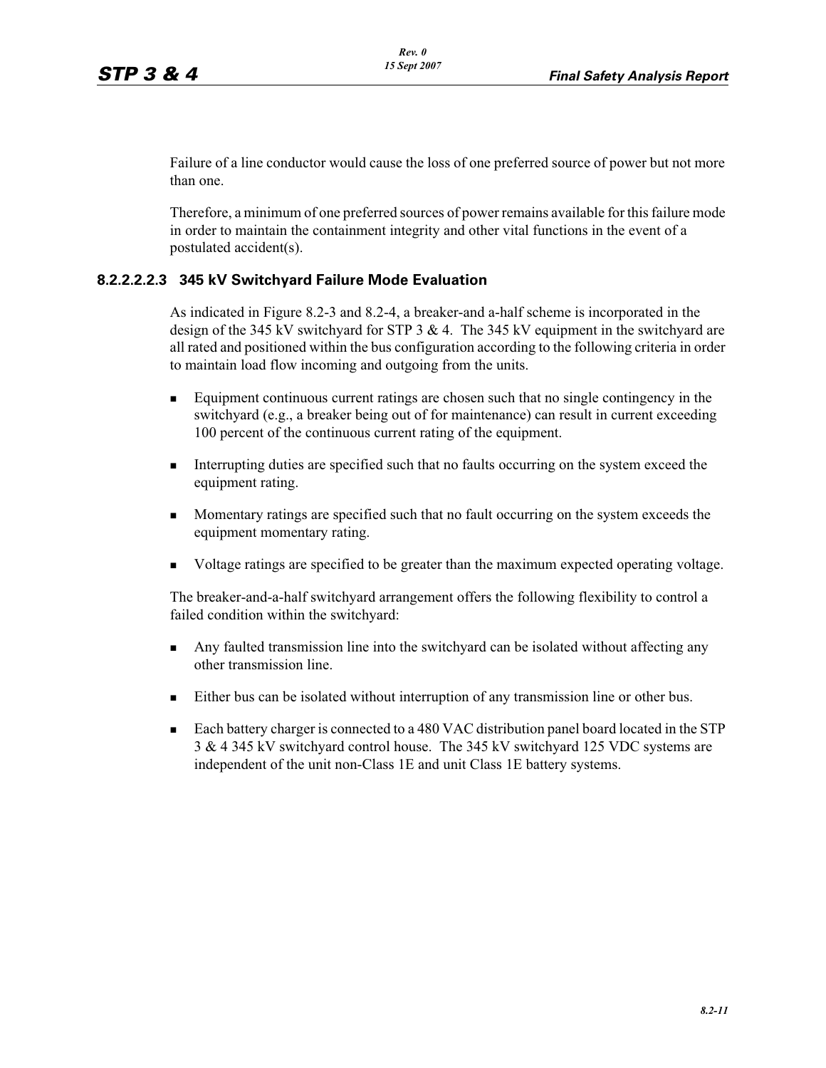Failure of a line conductor would cause the loss of one preferred source of power but not more than one.

Therefore, a minimum of one preferred sources of power remains available for this failure mode in order to maintain the containment integrity and other vital functions in the event of a postulated accident(s).

#### 8.2.2.2.2.3 345 kV Switchyard Failure Mode Evaluation

As indicated in Figure 8.2-3 and 8.2-4, a breaker-and a-half scheme is incorporated in the design of the 345 kV switchyard for STP 3 & 4. The 345 kV equipment in the switchyard are all rated and positioned within the bus configuration according to the following criteria in order to maintain load flow incoming and outgoing from the units.

- Equipment continuous current ratings are chosen such that no single contingency in the switchyard (e.g., a breaker being out of for maintenance) can result in current exceeding 100 percent of the continuous current rating of the equipment.
- Interrupting duties are specified such that no faults occurring on the system exceed the equipment rating.
- Momentary ratings are specified such that no fault occurring on the system exceeds the equipment momentary rating.
- Voltage ratings are specified to be greater than the maximum expected operating voltage.

The breaker-and-a-half switchyard arrangement offers the following flexibility to control a failed condition within the switchyard:

- Any faulted transmission line into the switchyard can be isolated without affecting any other transmission line.
- Either bus can be isolated without interruption of any transmission line or other bus.
- Each battery charger is connected to a 480 VAC distribution panel board located in the STP 3 & 4 345 kV switchyard control house. The 345 kV switchyard 125 VDC systems are independent of the unit non-Class 1E and unit Class 1E battery systems.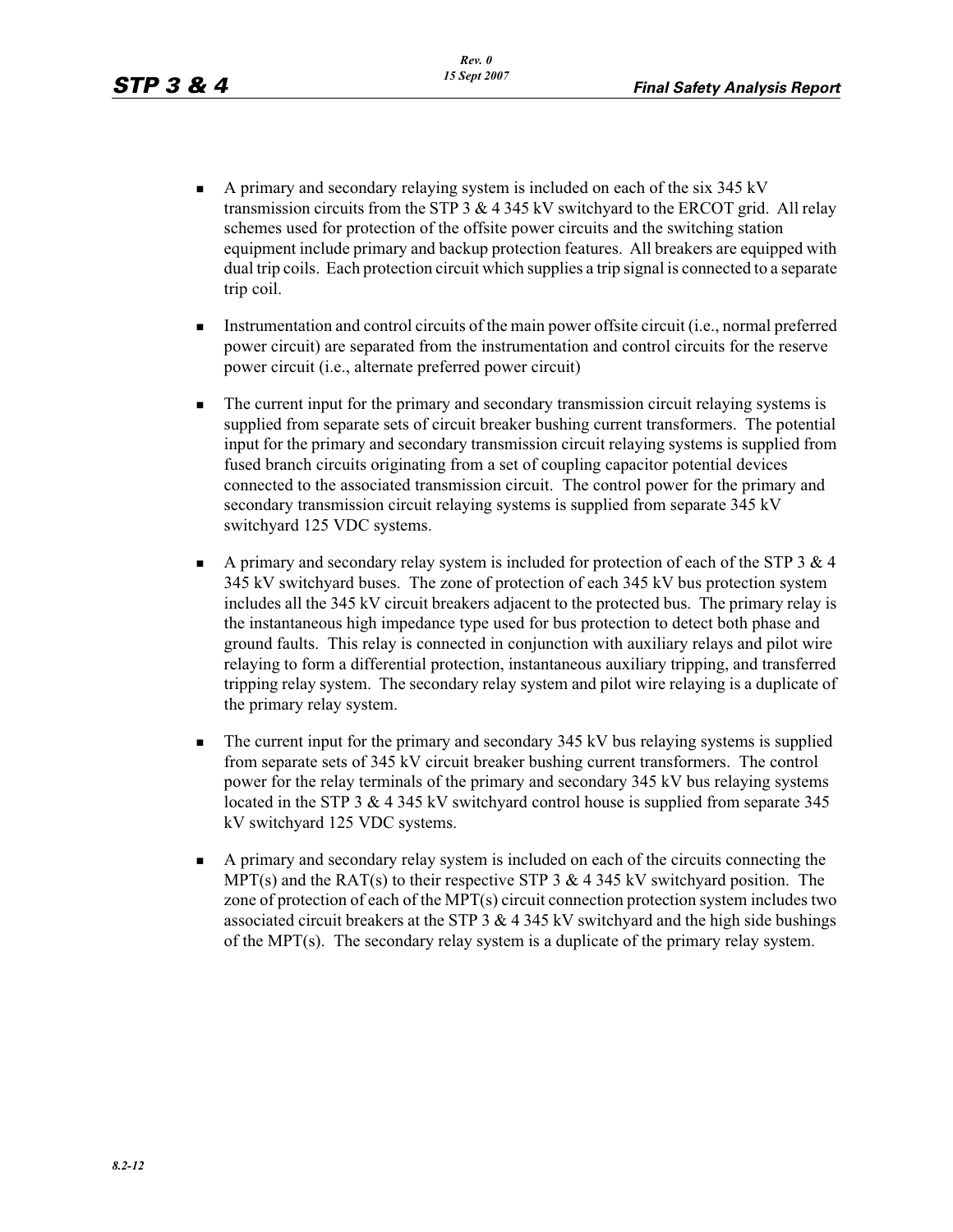- A primary and secondary relaying system is included on each of the six 345 kV transmission circuits from the STP 3 & 4 345 kV switchyard to the ERCOT grid. All relay schemes used for protection of the offsite power circuits and the switching station equipment include primary and backup protection features. All breakers are equipped with dual trip coils. Each protection circuit which supplies a trip signal is connected to a separate trip coil.

- Instrumentation and control circuits of the main power offsite circuit (i.e., normal preferred power circuit) are separated from the instrumentation and control circuits for the reserve power circuit (i.e., alternate preferred power circuit)

- The current input for the primary and secondary transmission circuit relaying systems is supplied from separate sets of circuit breaker bushing current transformers. The potential input for the primary and secondary transmission circuit relaying systems is supplied from fused branch circuits originating from a set of coupling capacitor potential devices connected to the associated transmission circuit. The control power for the primary and secondary transmission circuit relaying systems is supplied from separate 345 kV switchyard 125 VDC systems.

- A primary and secondary relay system is included for protection of each of the STP 3 & 4 345 kV switchyard buses. The zone of protection of each 345 kV bus protection system includes all the 345 kV circuit breakers adjacent to the protected bus. The primary relay is the instantaneous high impedance type used for bus protection to detect both phase and ground faults. This relay is connected in conjunction with auxiliary relays and pilot wire relaying to form a differential protection, instantaneous auxiliary tripping, and transferred tripping relay system. The secondary relay system and pilot wire relaying is a duplicate of the primary relay system.

- The current input for the primary and secondary 345 kV bus relaying systems is supplied from separate sets of 345 kV circuit breaker bushing current transformers. The control power for the relay terminals of the primary and secondary 345 kV bus relaying systems located in the STP 3 & 4 345 kV switchyard control house is supplied from separate 345 kV switchyard 125 VDC systems.

- A primary and secondary relay system is included on each of the circuits connecting the MPT(s) and the RAT(s) to their respective STP 3 & 4 345 kV switchyard position. The zone of protection of each of the MPT(s) circuit connection protection system includes two associated circuit breakers at the STP 3 & 4 345 kV switchyard and the high side bushings of the MPT(s). The secondary relay system is a duplicate of the primary relay system.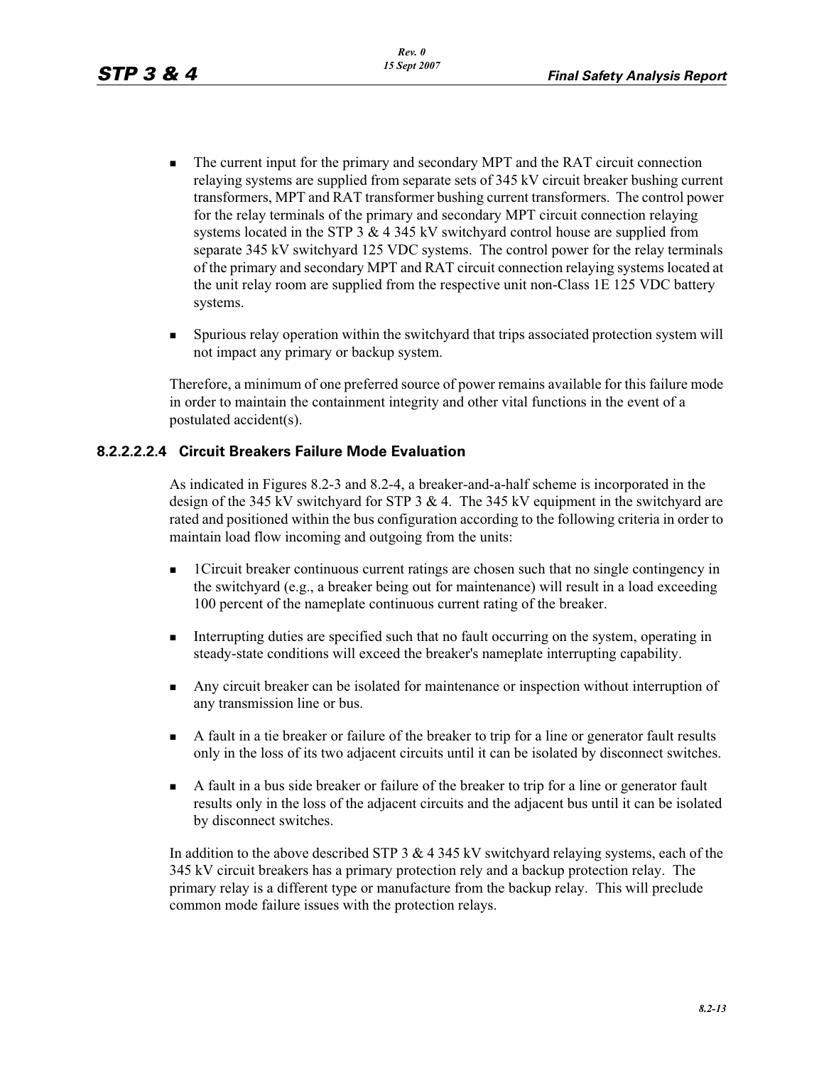- The current input for the primary and secondary MPT and the RAT circuit connection relaying systems are supplied from separate sets of 345 kV circuit breaker bushing current transformers, MPT and RAT transformer bushing current transformers. The control power for the relay terminals of the primary and secondary MPT circuit connection relaying systems located in the STP 3 & 4 345 kV switchyard control house are supplied from separate 345 kV switchyard 125 VDC systems. The control power for the relay terminals of the primary and secondary MPT and RAT circuit connection relaying systems located at the unit relay room are supplied from the respective unit non-Class 1E 125 VDC battery systems.
- Spurious relay operation within the switchyard that trips associated protection system will not impact any primary or backup system.

Therefore, a minimum of one preferred source of power remains available for this failure mode in order to maintain the containment integrity and other vital functions in the event of a postulated accident(s).

#### 8.2.2.2.2.4 Circuit Breakers Failure Mode Evaluation

As indicated in Figures 8.2-3 and 8.2-4, a breaker-and-a-half scheme is incorporated in the design of the 345 kV switchyard for STP 3 & 4. The 345 kV equipment in the switchyard are rated and positioned within the bus configuration according to the following criteria in order to maintain load flow incoming and outgoing from the units:

- 1Circuit breaker continuous current ratings are chosen such that no single contingency in the switchyard (e.g., a breaker being out for maintenance) will result in a load exceeding 100 percent of the nameplate continuous current rating of the breaker.
- Interrupting duties are specified such that no fault occurring on the system, operating in steady-state conditions will exceed the breaker's nameplate interrupting capability.
- Any circuit breaker can be isolated for maintenance or inspection without interruption of any transmission line or bus.
- A fault in a tie breaker or failure of the breaker to trip for a line or generator fault results only in the loss of its two adjacent circuits until it can be isolated by disconnect switches.
- A fault in a bus side breaker or failure of the breaker to trip for a line or generator fault results only in the loss of the adjacent circuits and the adjacent bus until it can be isolated by disconnect switches.

In addition to the above described STP 3 & 4 345 kV switchyard relaying systems, each of the 345 kV circuit breakers has a primary protection rely and a backup protection relay. The primary relay is a different type or manufacture from the backup relay. This will preclude common mode failure issues with the protection relays.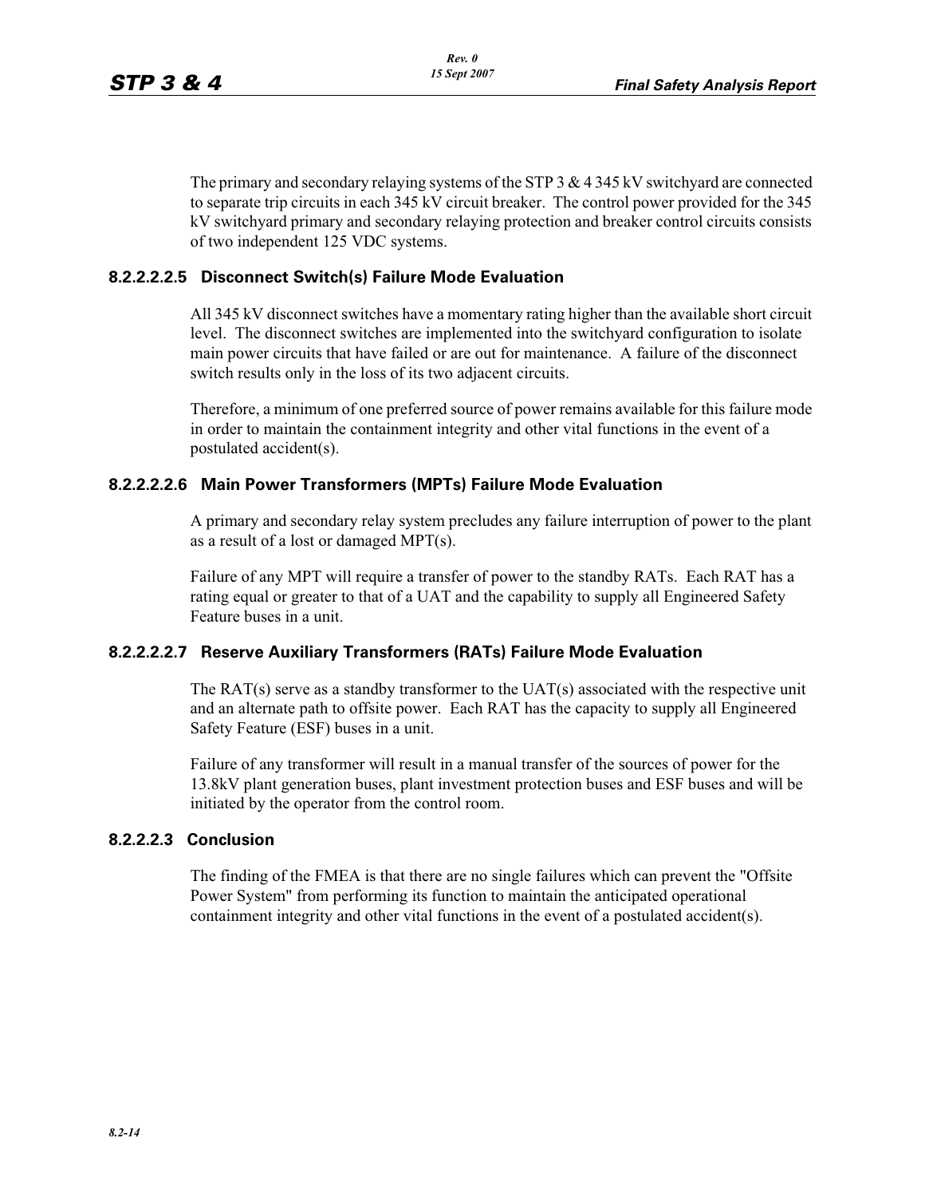The primary and secondary relaying systems of the STP 3 & 4 345 kV switchyard are connected to separate trip circuits in each 345 kV circuit breaker. The control power provided for the 345 kV switchyard primary and secondary relaying protection and breaker control circuits consists of two independent 125 VDC systems.

#### 8.2.2.2.2.5 Disconnect Switch(s) Failure Mode Evaluation

All 345 kV disconnect switches have a momentary rating higher than the available short circuit level. The disconnect switches are implemented into the switchyard configuration to isolate main power circuits that have failed or are out for maintenance. A failure of the disconnect switch results only in the loss of its two adjacent circuits.

Therefore, a minimum of one preferred source of power remains available for this failure mode in order to maintain the containment integrity and other vital functions in the event of a postulated accident(s).

#### 8.2.2.2.2.6 Main Power Transformers (MPTs) Failure Mode Evaluation

A primary and secondary relay system precludes any failure interruption of power to the plant as a result of a lost or damaged MPT(s).

Failure of any MPT will require a transfer of power to the standby RATs. Each RAT has a rating equal or greater to that of a UAT and the capability to supply all Engineered Safety Feature buses in a unit.

#### 8.2.2.2.2.7 Reserve Auxiliary Transformers (RATs) Failure Mode Evaluation

The RAT(s) serve as a standby transformer to the UAT(s) associated with the respective unit and an alternate path to offsite power. Each RAT has the capacity to supply all Engineered Safety Feature (ESF) buses in a unit.

Failure of any transformer will result in a manual transfer of the sources of power for the 13.8kV plant generation buses, plant investment protection buses and ESF buses and will be initiated by the operator from the control room.

### 8.2.2.2.3 Conclusion

The finding of the FMEA is that there are no single failures which can prevent the "Offsite Power System" from performing its function to maintain the anticipated operational containment integrity and other vital functions in the event of a postulated accident(s).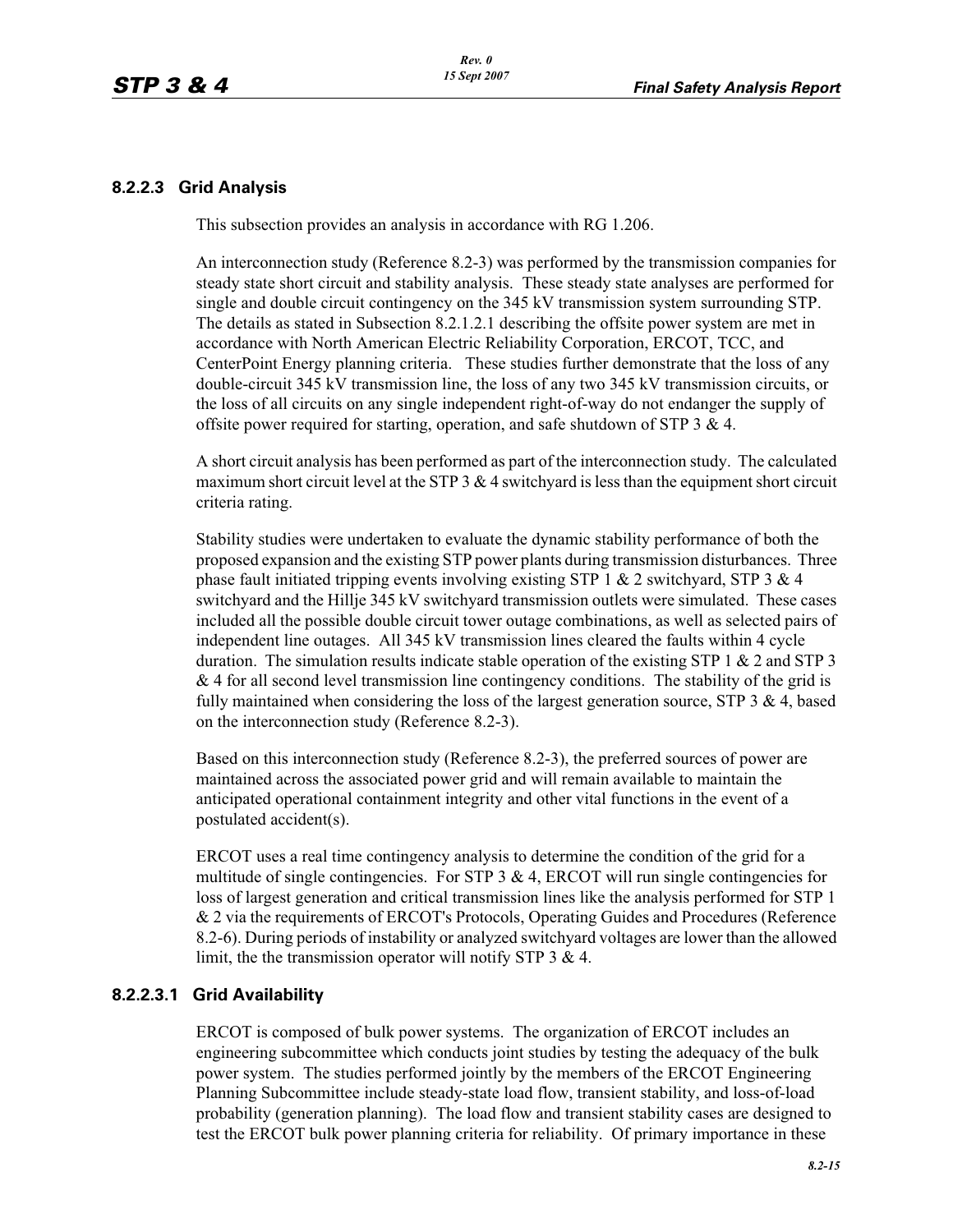### 8.2.2.3 Grid Analysis

This subsection provides an analysis in accordance with RG 1.206.

An interconnection study (Reference 8.2-3) was performed by the transmission companies for steady state short circuit and stability analysis. These steady state analyses are performed for single and double circuit contingency on the 345 kV transmission system surrounding STP. The details as stated in Subsection 8.2.1.2.1 describing the offsite power system are met in accordance with North American Electric Reliability Corporation, ERCOT, TCC, and CenterPoint Energy planning criteria. These studies further demonstrate that the loss of any double-circuit 345 kV transmission line, the loss of any two 345 kV transmission circuits, or the loss of all circuits on any single independent right-of-way do not endanger the supply of offsite power required for starting, operation, and safe shutdown of STP 3 & 4.

A short circuit analysis has been performed as part of the interconnection study. The calculated maximum short circuit level at the STP 3 & 4 switchyard is less than the equipment short circuit criteria rating.

Stability studies were undertaken to evaluate the dynamic stability performance of both the proposed expansion and the existing STP power plants during transmission disturbances. Three phase fault initiated tripping events involving existing STP 1 & 2 switchyard, STP 3 & 4 switchyard and the Hillje 345 kV switchyard transmission outlets were simulated. These cases included all the possible double circuit tower outage combinations, as well as selected pairs of independent line outages. All 345 kV transmission lines cleared the faults within 4 cycle duration. The simulation results indicate stable operation of the existing STP 1 & 2 and STP 3 & 4 for all second level transmission line contingency conditions. The stability of the grid is fully maintained when considering the loss of the largest generation source, STP 3 & 4, based on the interconnection study (Reference 8.2-3).

Based on this interconnection study (Reference 8.2-3), the preferred sources of power are maintained across the associated power grid and will remain available to maintain the anticipated operational containment integrity and other vital functions in the event of a postulated accident(s).

ERCOT uses a real time contingency analysis to determine the condition of the grid for a multitude of single contingencies. For STP 3 & 4, ERCOT will run single contingencies for loss of largest generation and critical transmission lines like the analysis performed for STP 1 & 2 via the requirements of ERCOT's Protocols, Operating Guides and Procedures (Reference 8.2-6). During periods of instability or analyzed switchyard voltages are lower than the allowed limit, the the transmission operator will notify STP 3 & 4.

#### 8.2.2.3.1 Grid Availability

ERCOT is composed of bulk power systems. The organization of ERCOT includes an engineering subcommittee which conducts joint studies by testing the adequacy of the bulk power system. The studies performed jointly by the members of the ERCOT Engineering Planning Subcommittee include steady-state load flow, transient stability, and loss-of-load probability (generation planning). The load flow and transient stability cases are designed to test the ERCOT bulk power planning criteria for reliability. Of primary importance in these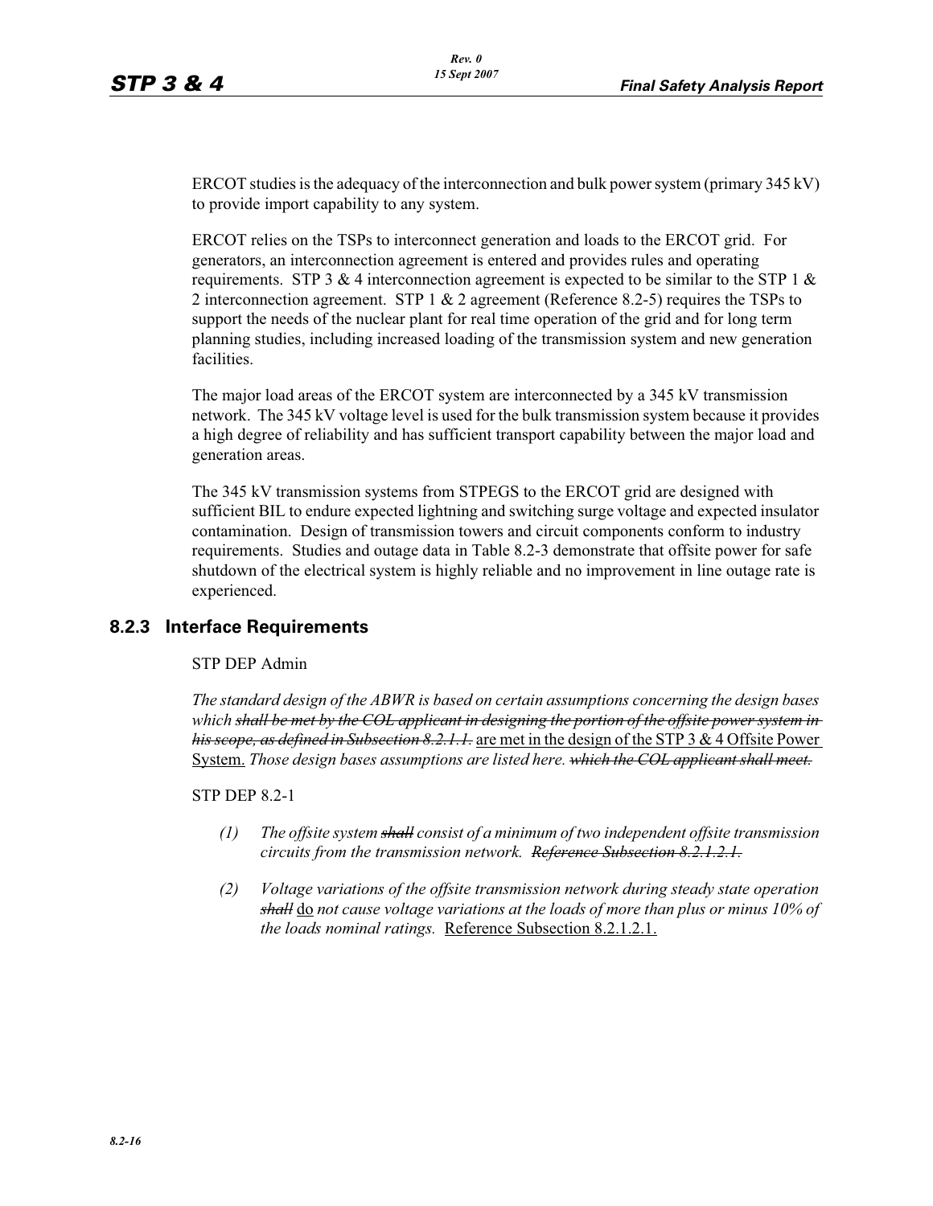ERCOT studies is the adequacy of the interconnection and bulk power system (primary 345 kV) to provide import capability to any system.

ERCOT relies on the TSPs to interconnect generation and loads to the ERCOT grid. For generators, an interconnection agreement is entered and provides rules and operating requirements. STP 3 & 4 interconnection agreement is expected to be similar to the STP 1 & 2 interconnection agreement. STP 1 & 2 agreement (Reference 8.2-5) requires the TSPs to support the needs of the nuclear plant for real time operation of the grid and for long term planning studies, including increased loading of the transmission system and new generation facilities.

The major load areas of the ERCOT system are interconnected by a 345 kV transmission network. The 345 kV voltage level is used for the bulk transmission system because it provides a high degree of reliability and has sufficient transport capability between the major load and generation areas.

The 345 kV transmission systems from STPEGS to the ERCOT grid are designed with sufficient BIL to endure expected lightning and switching surge voltage and expected insulator contamination. Design of transmission towers and circuit components conform to industry requirements. Studies and outage data in Table 8.2-3 demonstrate that offsite power for safe shutdown of the electrical system is highly reliable and no improvement in line outage rate is experienced.

## 8.2.3 Interface Requirements

STP DEP Admin

*The standard design of the ABWR is based on certain assumptions concerning the design bases which* ~~*shall be met by the COL applicant in designing the portion of the offsite power system in his scope, as defined in Subsection 8.2.1.1.*~~ <u>are met in the design of the STP 3 & 4 Offsite Power System.</u> *Those design bases assumptions are listed here.* ~~*which the COL applicant shall meet.*~~

STP DEP 8.2-1

(1) *The offsite system* ~~*shall*~~ *consist of a minimum of two independent offsite transmission circuits from the transmission network.* ~~*Reference Subsection 8.2.1.2.1.*~~

(2) *Voltage variations of the offsite transmission network during steady state operation* ~~*shall*~~ <u>do</u> *not cause voltage variations at the loads of more than plus or minus 10% of the loads nominal ratings.* <u>Reference Subsection 8.2.1.2.1.</u>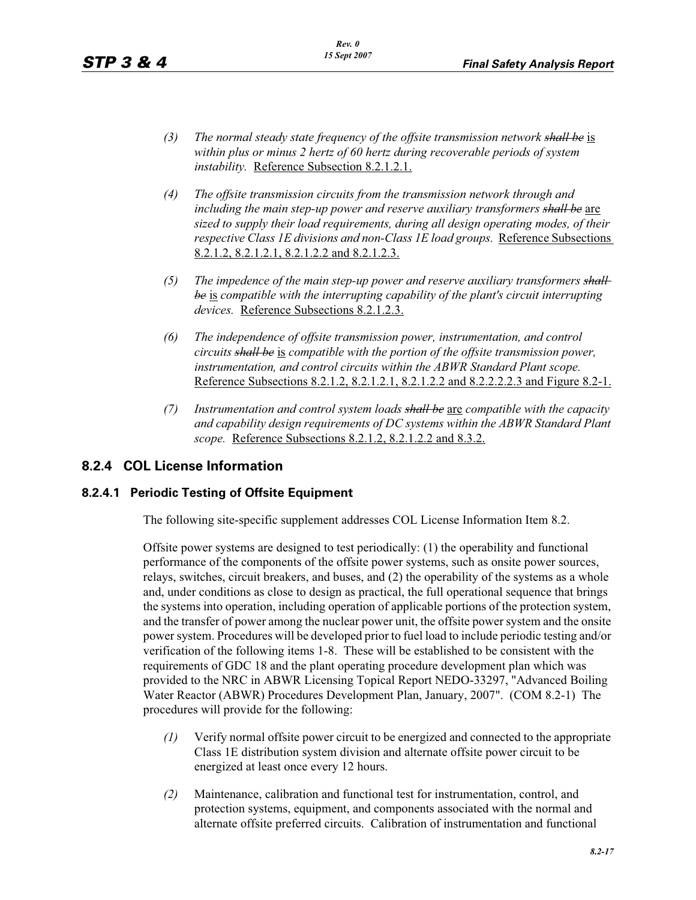*(3) The normal steady state frequency of the offsite transmission network* ~~*shall be*~~ is *within plus or minus 2 hertz of 60 hertz during recoverable periods of system instability.* Reference Subsection 8.2.1.2.1.

*(4) The offsite transmission circuits from the transmission network through and including the main step-up power and reserve auxiliary transformers* ~~*shall be*~~ are *sized to supply their load requirements, during all design operating modes, of their respective Class 1E divisions and non-Class 1E load groups.* Reference Subsections 8.2.1.2, 8.2.1.2.1, 8.2.1.2.2 and 8.2.1.2.3.

*(5) The impedence of the main step-up power and reserve auxiliary transformers* ~~*shall be*~~ is *compatible with the interrupting capability of the plant's circuit interrupting devices.* Reference Subsections 8.2.1.2.3.

*(6) The independence of offsite transmission power, instrumentation, and control circuits* ~~*shall be*~~ is *compatible with the portion of the offsite transmission power, instrumentation, and control circuits within the ABWR Standard Plant scope.* Reference Subsections 8.2.1.2, 8.2.1.2.1, 8.2.1.2.2 and 8.2.2.2.2.3 and Figure 8.2-1.

*(7) Instrumentation and control system loads* ~~*shall be*~~ are *compatible with the capacity and capability design requirements of DC systems within the ABWR Standard Plant scope.* Reference Subsections 8.2.1.2, 8.2.1.2.2 and 8.3.2.

## 8.2.4 COL License Information

### 8.2.4.1 Periodic Testing of Offsite Equipment

The following site-specific supplement addresses COL License Information Item 8.2.

Offsite power systems are designed to test periodically: (1) the operability and functional performance of the components of the offsite power systems, such as onsite power sources, relays, switches, circuit breakers, and buses, and (2) the operability of the systems as a whole and, under conditions as close to design as practical, the full operational sequence that brings the systems into operation, including operation of applicable portions of the protection system, and the transfer of power among the nuclear power unit, the offsite power system and the onsite power system. Procedures will be developed prior to fuel load to include periodic testing and/or verification of the following items 1-8. These will be established to be consistent with the requirements of GDC 18 and the plant operating procedure development plan which was provided to the NRC in ABWR Licensing Topical Report NEDO-33297, "Advanced Boiling Water Reactor (ABWR) Procedures Development Plan, January, 2007". (COM 8.2-1) The procedures will provide for the following:

*(1)* Verify normal offsite power circuit to be energized and connected to the appropriate Class 1E distribution system division and alternate offsite power circuit to be energized at least once every 12 hours.

*(2)* Maintenance, calibration and functional test for instrumentation, control, and protection systems, equipment, and components associated with the normal and alternate offsite preferred circuits. Calibration of instrumentation and functional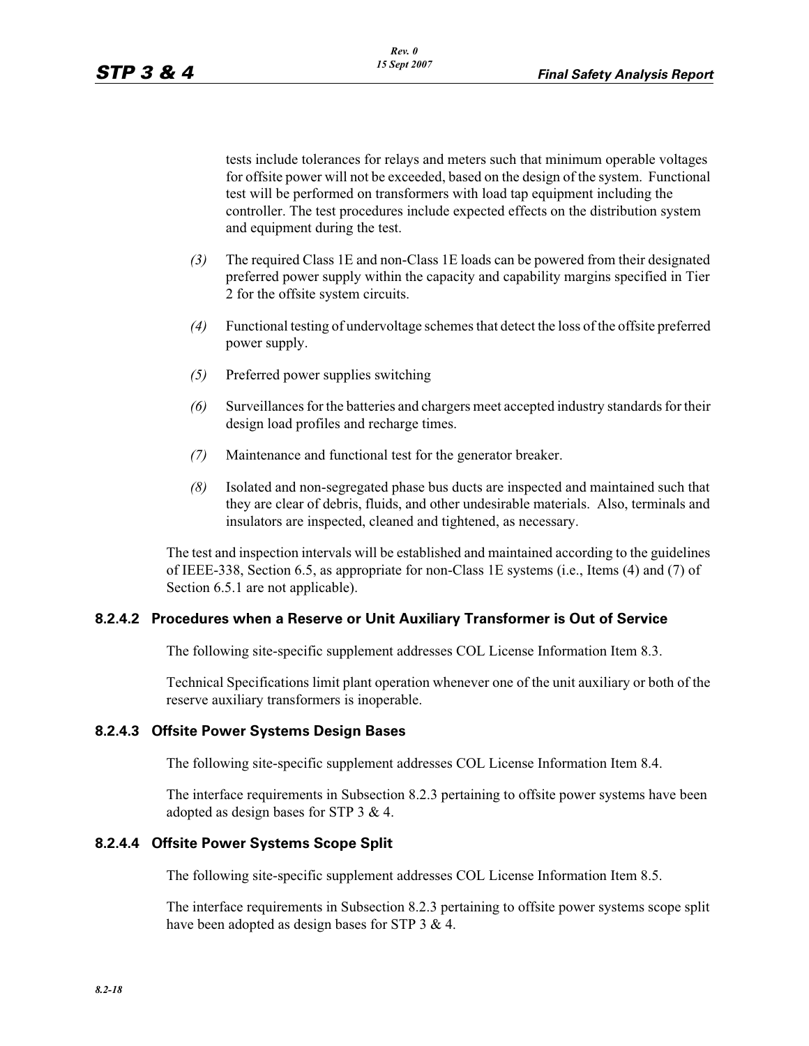tests include tolerances for relays and meters such that minimum operable voltages for offsite power will not be exceeded, based on the design of the system. Functional test will be performed on transformers with load tap equipment including the controller. The test procedures include expected effects on the distribution system and equipment during the test.

*(3)* The required Class 1E and non-Class 1E loads can be powered from their designated preferred power supply within the capacity and capability margins specified in Tier 2 for the offsite system circuits.

*(4)* Functional testing of undervoltage schemes that detect the loss of the offsite preferred power supply.

*(5)* Preferred power supplies switching

*(6)* Surveillances for the batteries and chargers meet accepted industry standards for their design load profiles and recharge times.

*(7)* Maintenance and functional test for the generator breaker.

*(8)* Isolated and non-segregated phase bus ducts are inspected and maintained such that they are clear of debris, fluids, and other undesirable materials. Also, terminals and insulators are inspected, cleaned and tightened, as necessary.

The test and inspection intervals will be established and maintained according to the guidelines of IEEE-338, Section 6.5, as appropriate for non-Class 1E systems (i.e., Items (4) and (7) of Section 6.5.1 are not applicable).

### 8.2.4.2 Procedures when a Reserve or Unit Auxiliary Transformer is Out of Service

The following site-specific supplement addresses COL License Information Item 8.3.

Technical Specifications limit plant operation whenever one of the unit auxiliary or both of the reserve auxiliary transformers is inoperable.

### 8.2.4.3 Offsite Power Systems Design Bases

The following site-specific supplement addresses COL License Information Item 8.4.

The interface requirements in Subsection 8.2.3 pertaining to offsite power systems have been adopted as design bases for STP 3 & 4.

### 8.2.4.4 Offsite Power Systems Scope Split

The following site-specific supplement addresses COL License Information Item 8.5.

The interface requirements in Subsection 8.2.3 pertaining to offsite power systems scope split have been adopted as design bases for STP 3 & 4.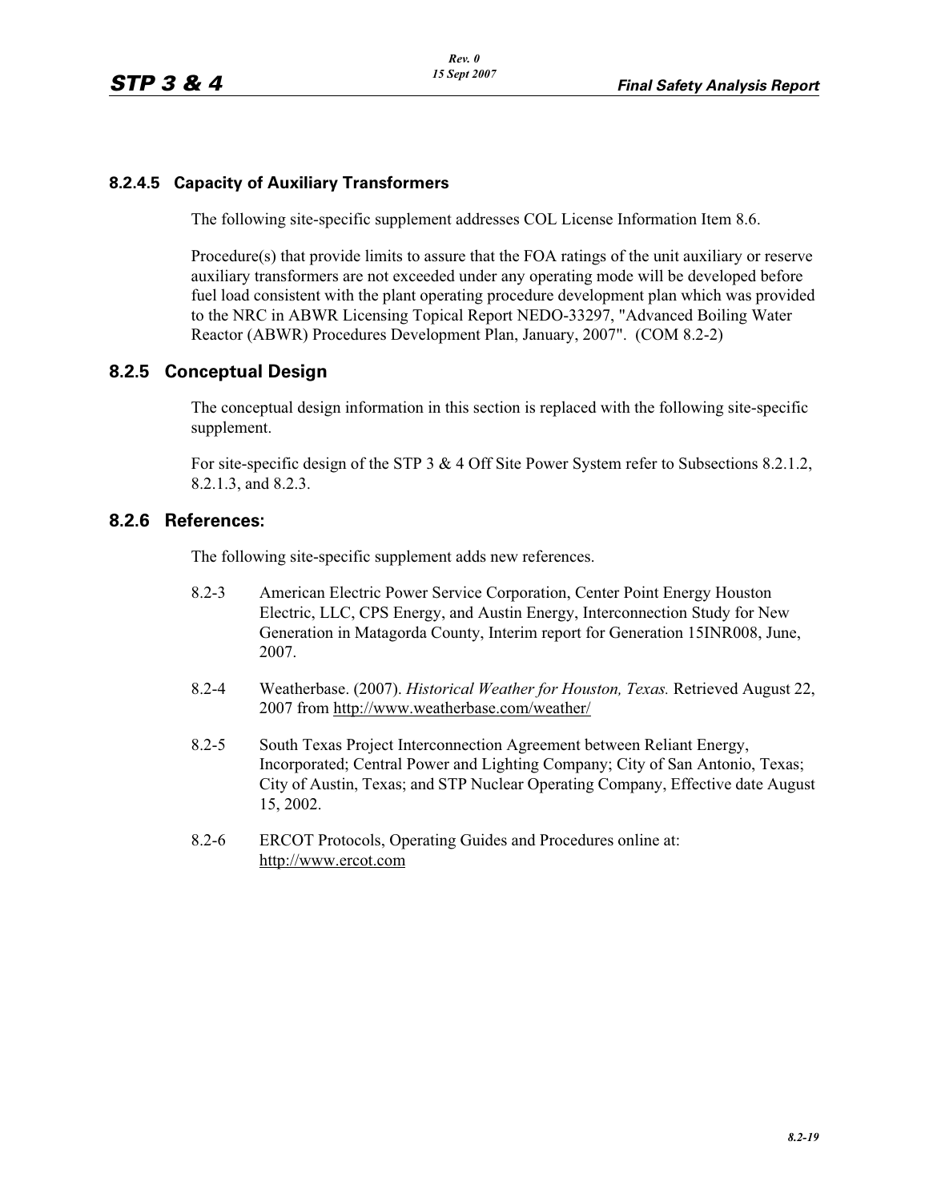### 8.2.4.5 Capacity of Auxiliary Transformers

The following site-specific supplement addresses COL License Information Item 8.6.

Procedure(s) that provide limits to assure that the FOA ratings of the unit auxiliary or reserve auxiliary transformers are not exceeded under any operating mode will be developed before fuel load consistent with the plant operating procedure development plan which was provided to the NRC in ABWR Licensing Topical Report NEDO-33297, "Advanced Boiling Water Reactor (ABWR) Procedures Development Plan, January, 2007". (COM 8.2-2)

## 8.2.5 Conceptual Design

The conceptual design information in this section is replaced with the following site-specific supplement.

For site-specific design of the STP 3 & 4 Off Site Power System refer to Subsections 8.2.1.2, 8.2.1.3, and 8.2.3.

## 8.2.6 References:

The following site-specific supplement adds new references.

8.2-3 American Electric Power Service Corporation, Center Point Energy Houston Electric, LLC, CPS Energy, and Austin Energy, Interconnection Study for New Generation in Matagorda County, Interim report for Generation 15INR008, June, 2007.

8.2-4 Weatherbase. (2007). *Historical Weather for Houston, Texas.* Retrieved August 22, 2007 from http://www.weatherbase.com/weather/

8.2-5 South Texas Project Interconnection Agreement between Reliant Energy, Incorporated; Central Power and Lighting Company; City of San Antonio, Texas; City of Austin, Texas; and STP Nuclear Operating Company, Effective date August 15, 2002.

8.2-6 ERCOT Protocols, Operating Guides and Procedures online at: http://www.ercot.com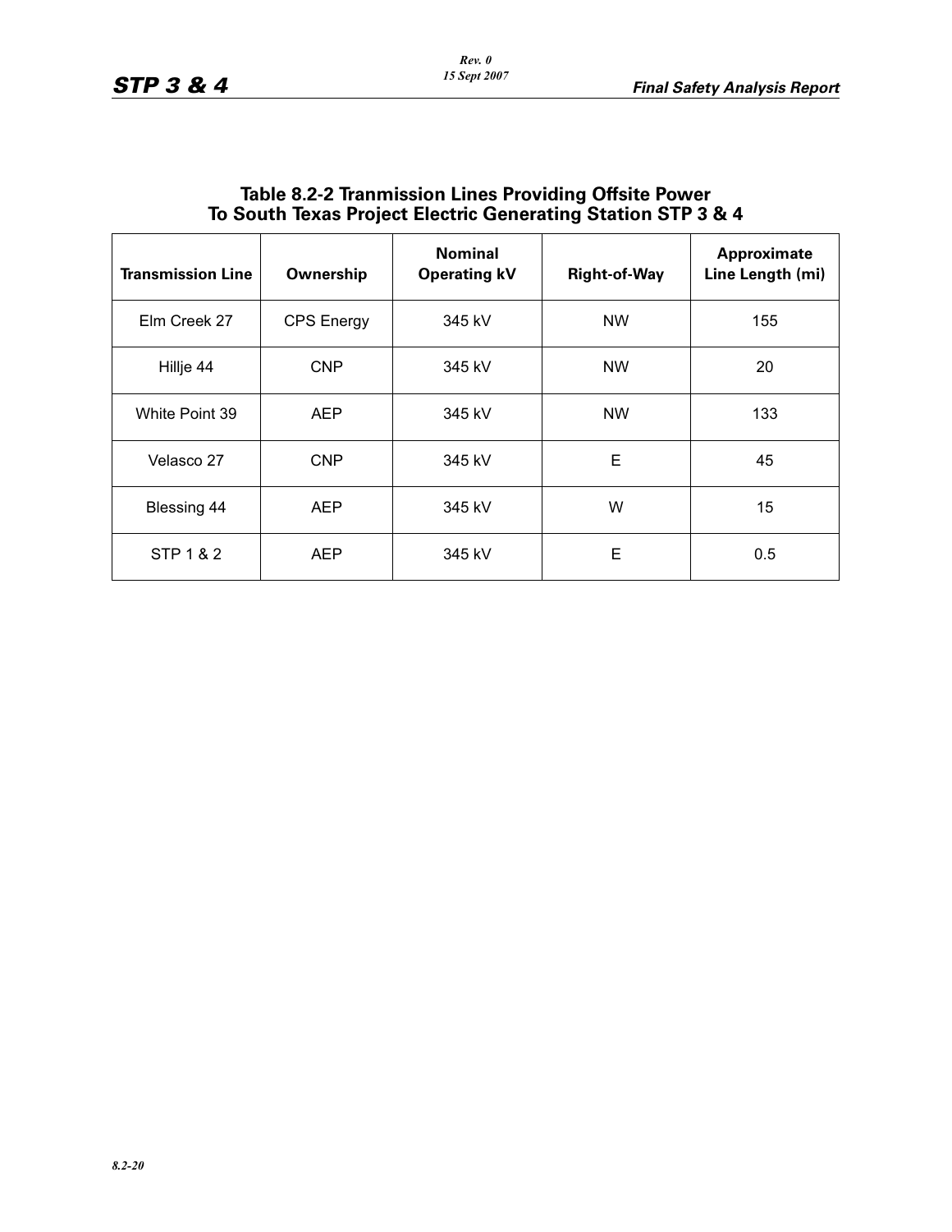**Table 8.2-2 Tranmission Lines Providing Offsite Power To South Texas Project Electric Generating Station STP 3 & 4**

| Transmission Line | Ownership | Nominal Operating kV | Right-of-Way | Approximate Line Length (mi) |
|---|---|---|---|---|
| Elm Creek 27 | CPS Energy | 345 kV | NW | 155 |
| Hillje 44 | CNP | 345 kV | NW | 20 |
| White Point 39 | AEP | 345 kV | NW | 133 |
| Velasco 27 | CNP | 345 kV | E | 45 |
| Blessing 44 | AEP | 345 kV | W | 15 |
| STP 1 & 2 | AEP | 345 kV | E | 0.5 |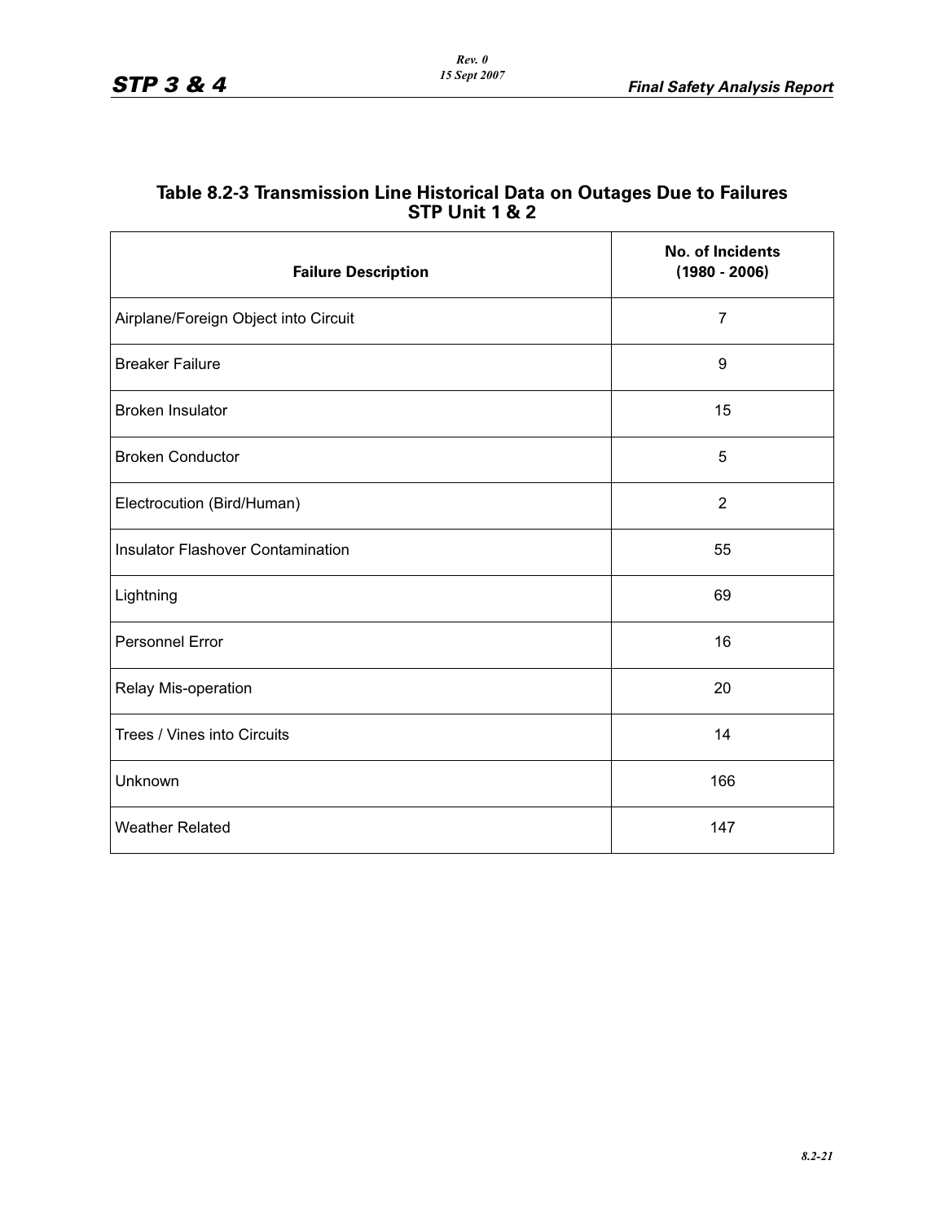## Table 8.2-3 Transmission Line Historical Data on Outages Due to Failures STP Unit 1 & 2

| Failure Description | No. of Incidents (1980 - 2006) |
|---|---|
| Airplane/Foreign Object into Circuit | 7 |
| Breaker Failure | 9 |
| Broken Insulator | 15 |
| Broken Conductor | 5 |
| Electrocution (Bird/Human) | 2 |
| Insulator Flashover Contamination | 55 |
| Lightning | 69 |
| Personnel Error | 16 |
| Relay Mis-operation | 20 |
| Trees / Vines into Circuits | 14 |
| Unknown | 166 |
| Weather Related | 147 |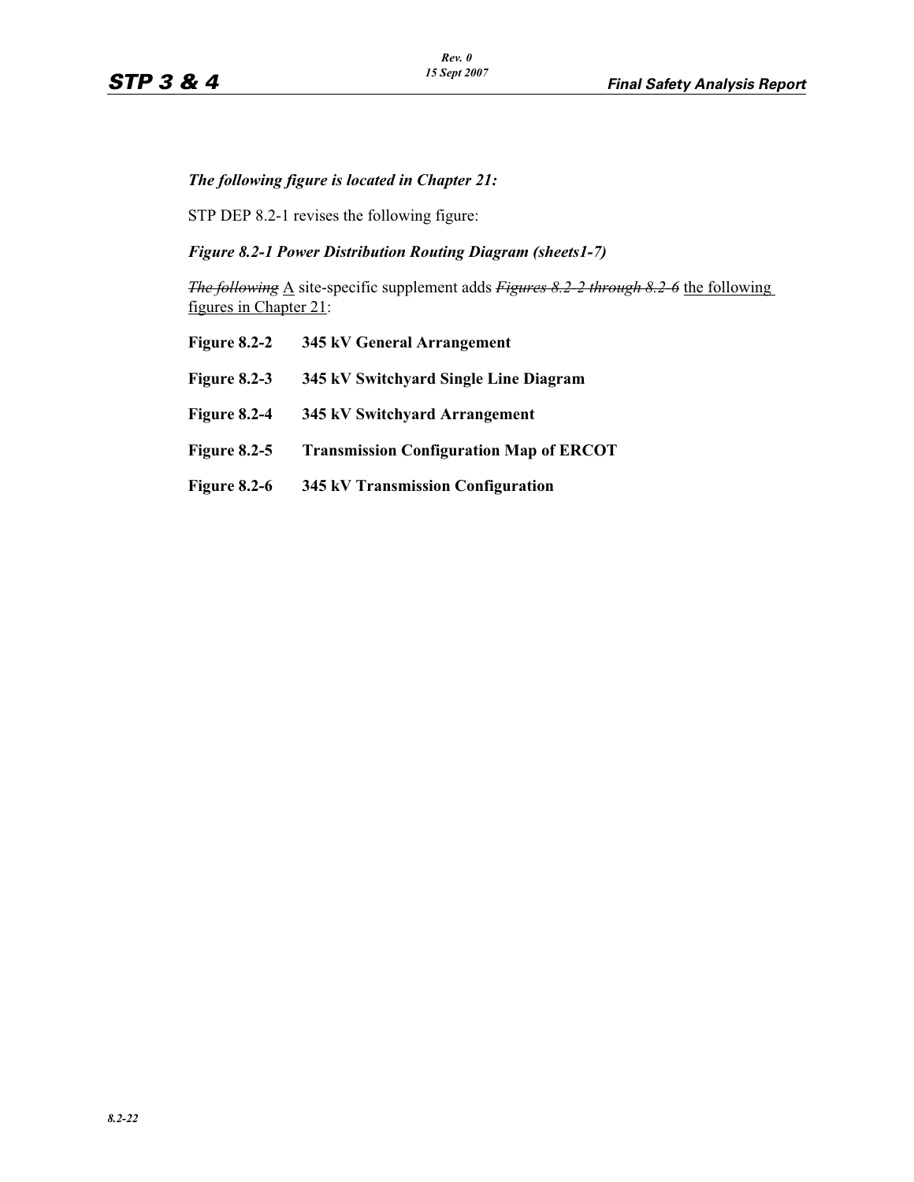***The following figure is located in Chapter 21:***

STP DEP 8.2-1 revises the following figure:

***Figure 8.2-1 Power Distribution Routing Diagram (sheets1-7)***

~~*The following*~~ <u>A</u> site-specific supplement adds ~~*Figures 8.2-2 through 8.2-6*~~ <u>the following figures in Chapter 21</u>:

**Figure 8.2-2 345 kV General Arrangement**

**Figure 8.2-3 345 kV Switchyard Single Line Diagram**

**Figure 8.2-4 345 kV Switchyard Arrangement**

**Figure 8.2-5 Transmission Configuration Map of ERCOT**

**Figure 8.2-6 345 kV Transmission Configuration**